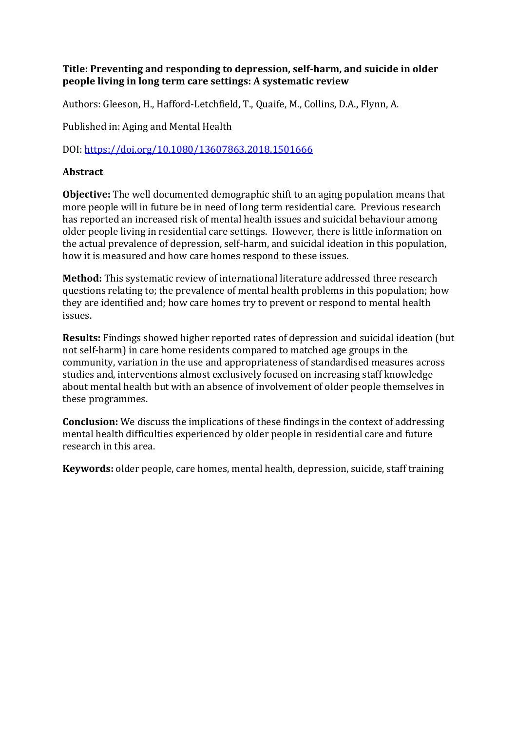**Title: Preventing and responding to depression, self-harm, and suicide in older people living in long term care settings: A systematic review**

Authors: Gleeson, H., Hafford-Letchfield, T., Quaife, M., Collins, D.A., Flynn, A.

Published in: Aging and Mental Health

DOI: [https://doi.org/10.1080/13607863.2018.1501666](https://doi.org/10.1080/13607863.2018.1501666)

**Abstract**

**Objective:** The well documented demographic shift to an aging population means that more people will in future be in need of long term residential care. Previous research has reported an increased risk of mental health issues and suicidal behaviour among older people living in residential care settings. However, there is little information on the actual prevalence of depression, self-harm, and suicidal ideation in this population, how it is measured and how care homes respond to these issues.

**Method:** This systematic review of international literature addressed three research questions relating to; the prevalence of mental health problems in this population; how they are identified and; how care homes try to prevent or respond to mental health issues.

**Results:** Findings showed higher reported rates of depression and suicidal ideation (but not self-harm) in care home residents compared to matched age groups in the community, variation in the use and appropriateness of standardised measures across studies and, interventions almost exclusively focused on increasing staff knowledge about mental health but with an absence of involvement of older people themselves in these programmes.

**Conclusion:** We discuss the implications of these findings in the context of addressing mental health difficulties experienced by older people in residential care and future research in this area.

**Keywords:** older people, care homes, mental health, depression, suicide, staff training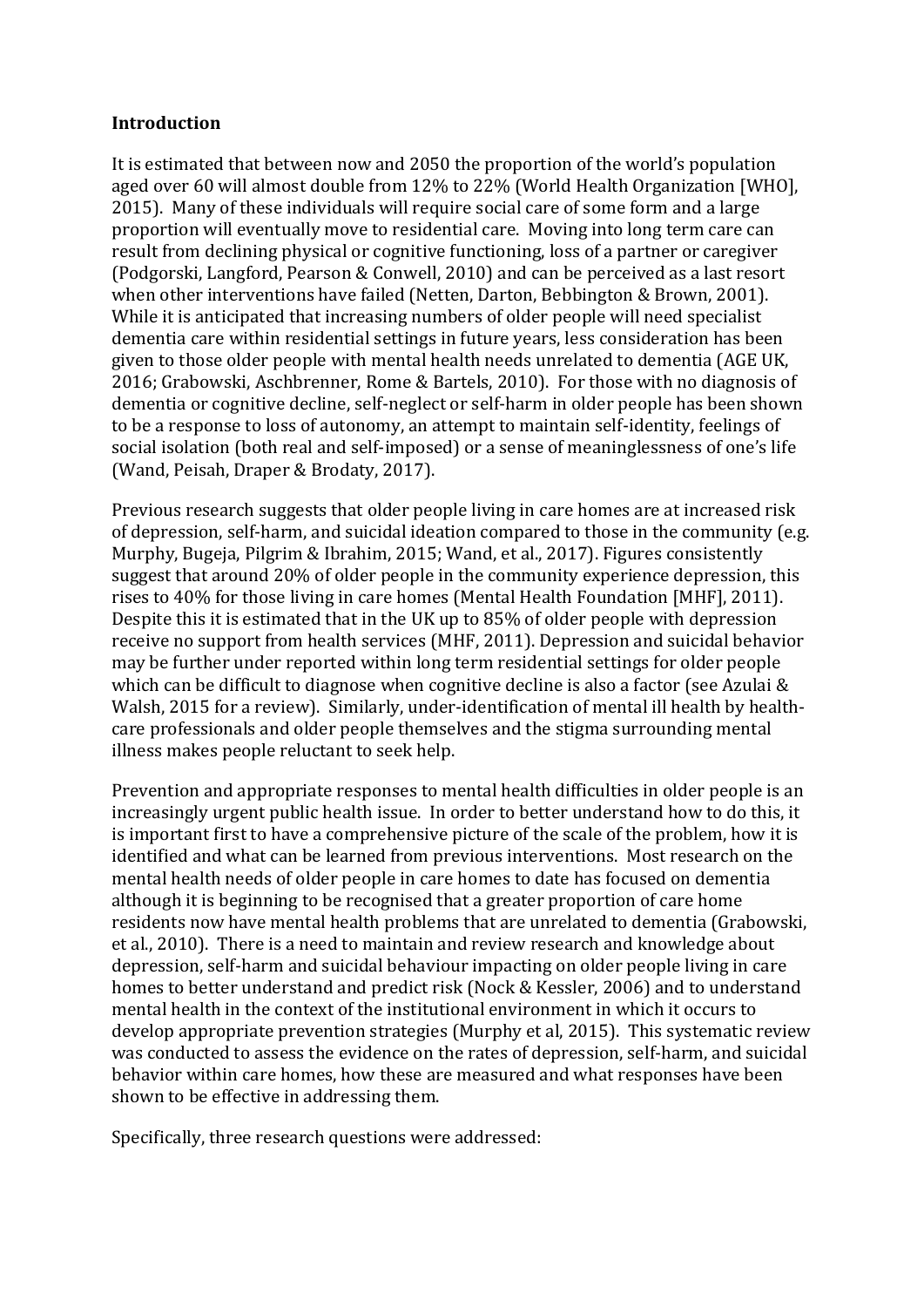**Introduction**

It is estimated that between now and 2050 the proportion of the world's population aged over 60 will almost double from 12% to 22% (World Health Organization [WHO], 2015). Many of these individuals will require social care of some form and a large proportion will eventually move to residential care. Moving into long term care can result from declining physical or cognitive functioning, loss of a partner or caregiver (Podgorski, Langford, Pearson & Conwell, 2010) and can be perceived as a last resort when other interventions have failed (Netten, Darton, Bebbington & Brown, 2001). While it is anticipated that increasing numbers of older people will need specialist dementia care within residential settings in future years, less consideration has been given to those older people with mental health needs unrelated to dementia (AGE UK, 2016; Grabowski, Aschbrenner, Rome & Bartels, 2010). For those with no diagnosis of dementia or cognitive decline, self-neglect or self-harm in older people has been shown to be a response to loss of autonomy, an attempt to maintain self-identity, feelings of social isolation (both real and self-imposed) or a sense of meaninglessness of one's life (Wand, Peisah, Draper & Brodaty, 2017).

Previous research suggests that older people living in care homes are at increased risk of depression, self-harm, and suicidal ideation compared to those in the community (e.g. Murphy, Bugeja, Pilgrim & Ibrahim, 2015; Wand, et al., 2017). Figures consistently suggest that around 20% of older people in the community experience depression, this rises to 40% for those living in care homes (Mental Health Foundation [MHF], 2011). Despite this it is estimated that in the UK up to 85% of older people with depression receive no support from health services (MHF, 2011). Depression and suicidal behavior may be further under reported within long term residential settings for older people which can be difficult to diagnose when cognitive decline is also a factor (see Azulai & Walsh, 2015 for a review). Similarly, under-identification of mental ill health by health-care professionals and older people themselves and the stigma surrounding mental illness makes people reluctant to seek help.

Prevention and appropriate responses to mental health difficulties in older people is an increasingly urgent public health issue. In order to better understand how to do this, it is important first to have a comprehensive picture of the scale of the problem, how it is identified and what can be learned from previous interventions. Most research on the mental health needs of older people in care homes to date has focused on dementia although it is beginning to be recognised that a greater proportion of care home residents now have mental health problems that are unrelated to dementia (Grabowski, et al., 2010). There is a need to maintain and review research and knowledge about depression, self-harm and suicidal behaviour impacting on older people living in care homes to better understand and predict risk (Nock & Kessler, 2006) and to understand mental health in the context of the institutional environment in which it occurs to develop appropriate prevention strategies (Murphy et al, 2015). This systematic review was conducted to assess the evidence on the rates of depression, self-harm, and suicidal behavior within care homes, how these are measured and what responses have been shown to be effective in addressing them.

Specifically, three research questions were addressed: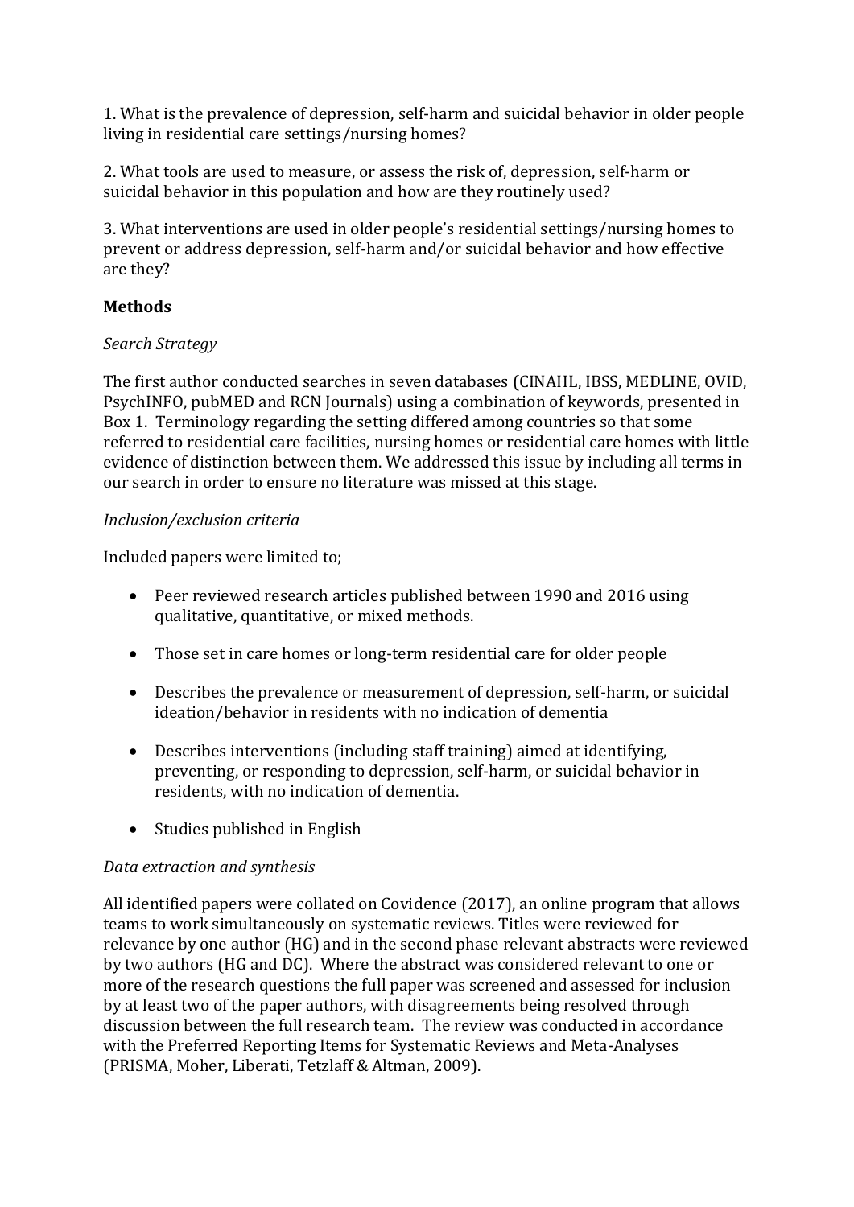1. What is the prevalence of depression, self-harm and suicidal behavior in older people living in residential care settings/nursing homes?

2. What tools are used to measure, or assess the risk of, depression, self-harm or suicidal behavior in this population and how are they routinely used?

3. What interventions are used in older people's residential settings/nursing homes to prevent or address depression, self-harm and/or suicidal behavior and how effective are they?

**Methods**

*Search Strategy*

The first author conducted searches in seven databases (CINAHL, IBSS, MEDLINE, OVID, PsychINFO, pubMED and RCN Journals) using a combination of keywords, presented in Box 1. Terminology regarding the setting differed among countries so that some referred to residential care facilities, nursing homes or residential care homes with little evidence of distinction between them. We addressed this issue by including all terms in our search in order to ensure no literature was missed at this stage.

*Inclusion/exclusion criteria*

Included papers were limited to;

- Peer reviewed research articles published between 1990 and 2016 using qualitative, quantitative, or mixed methods.
- Those set in care homes or long-term residential care for older people
- Describes the prevalence or measurement of depression, self-harm, or suicidal ideation/behavior in residents with no indication of dementia
- Describes interventions (including staff training) aimed at identifying, preventing, or responding to depression, self-harm, or suicidal behavior in residents, with no indication of dementia.
- Studies published in English

*Data extraction and synthesis*

All identified papers were collated on Covidence (2017), an online program that allows teams to work simultaneously on systematic reviews. Titles were reviewed for relevance by one author (HG) and in the second phase relevant abstracts were reviewed by two authors (HG and DC). Where the abstract was considered relevant to one or more of the research questions the full paper was screened and assessed for inclusion by at least two of the paper authors, with disagreements being resolved through discussion between the full research team. The review was conducted in accordance with the Preferred Reporting Items for Systematic Reviews and Meta-Analyses (PRISMA, Moher, Liberati, Tetzlaff & Altman, 2009).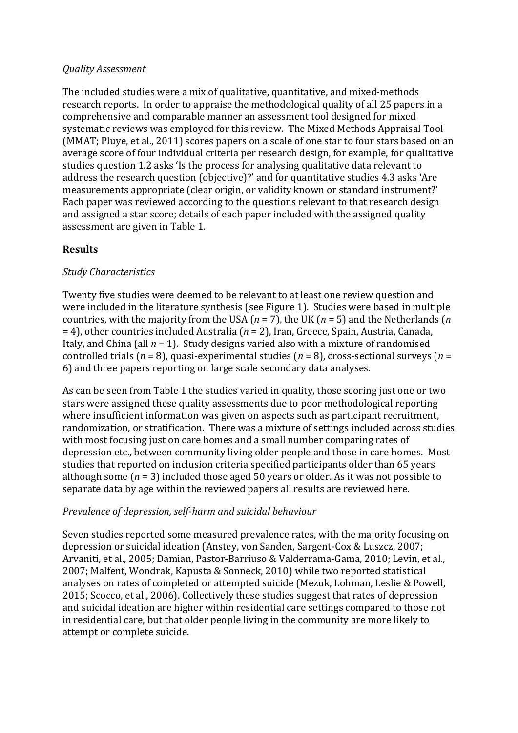*Quality Assessment*

The included studies were a mix of qualitative, quantitative, and mixed-methods research reports. In order to appraise the methodological quality of all 25 papers in a comprehensive and comparable manner an assessment tool designed for mixed systematic reviews was employed for this review. The Mixed Methods Appraisal Tool (MMAT; Pluye, et al., 2011) scores papers on a scale of one star to four stars based on an average score of four individual criteria per research design, for example, for qualitative studies question 1.2 asks 'Is the process for analysing qualitative data relevant to address the research question (objective)?' and for quantitative studies 4.3 asks 'Are measurements appropriate (clear origin, or validity known or standard instrument?' Each paper was reviewed according to the questions relevant to that research design and assigned a star score; details of each paper included with the assigned quality assessment are given in Table 1.

## Results

*Study Characteristics*

Twenty five studies were deemed to be relevant to at least one review question and were included in the literature synthesis (see Figure 1). Studies were based in multiple countries, with the majority from the USA ($n$ = 7), the UK ($n$ = 5) and the Netherlands ($n$ = 4), other countries included Australia ($n$ = 2), Iran, Greece, Spain, Austria, Canada, Italy, and China (all $n$ = 1). Study designs varied also with a mixture of randomised controlled trials ($n$ = 8), quasi-experimental studies ($n$ = 8), cross-sectional surveys ($n$ = 6) and three papers reporting on large scale secondary data analyses.

As can be seen from Table 1 the studies varied in quality, those scoring just one or two stars were assigned these quality assessments due to poor methodological reporting where insufficient information was given on aspects such as participant recruitment, randomization, or stratification. There was a mixture of settings included across studies with most focusing just on care homes and a small number comparing rates of depression etc., between community living older people and those in care homes. Most studies that reported on inclusion criteria specified participants older than 65 years although some ($n$ = 3) included those aged 50 years or older. As it was not possible to separate data by age within the reviewed papers all results are reviewed here.

*Prevalence of depression, self-harm and suicidal behaviour*

Seven studies reported some measured prevalence rates, with the majority focusing on depression or suicidal ideation (Anstey, von Sanden, Sargent-Cox & Luszcz, 2007; Arvaniti, et al., 2005; Damian, Pastor-Barriuso & Valderrama-Gama, 2010; Levin, et al., 2007; Malfent, Wondrak, Kapusta & Sonneck, 2010) while two reported statistical analyses on rates of completed or attempted suicide (Mezuk, Lohman, Leslie & Powell, 2015; Scocco, et al., 2006). Collectively these studies suggest that rates of depression and suicidal ideation are higher within residential care settings compared to those not in residential care, but that older people living in the community are more likely to attempt or complete suicide.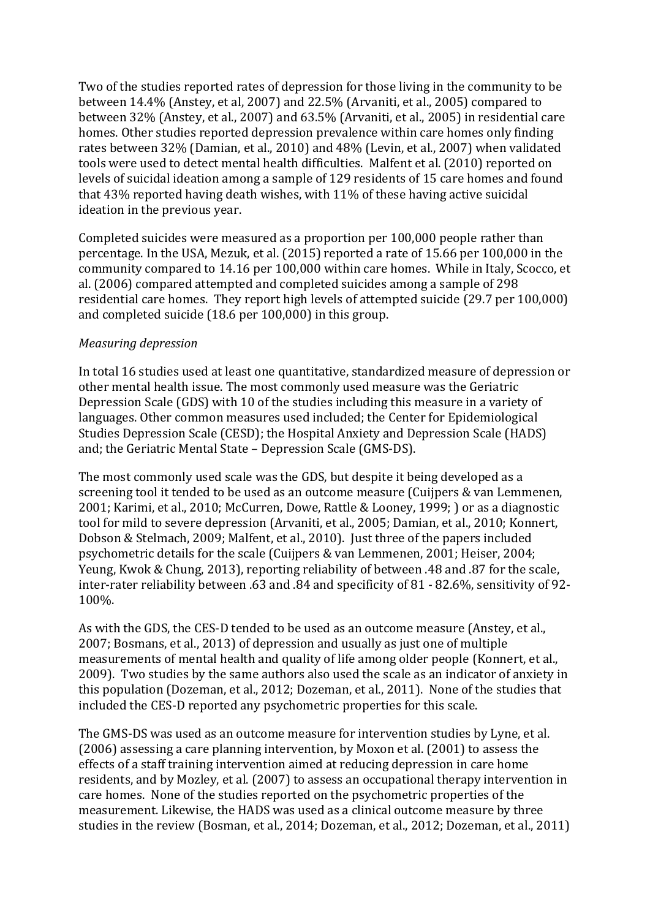Two of the studies reported rates of depression for those living in the community to be between 14.4% (Anstey, et al, 2007) and 22.5% (Arvaniti, et al., 2005) compared to between 32% (Anstey, et al., 2007) and 63.5% (Arvaniti, et al., 2005) in residential care homes. Other studies reported depression prevalence within care homes only finding rates between 32% (Damian, et al., 2010) and 48% (Levin, et al., 2007) when validated tools were used to detect mental health difficulties. Malfent et al. (2010) reported on levels of suicidal ideation among a sample of 129 residents of 15 care homes and found that 43% reported having death wishes, with 11% of these having active suicidal ideation in the previous year.

Completed suicides were measured as a proportion per 100,000 people rather than percentage. In the USA, Mezuk, et al. (2015) reported a rate of 15.66 per 100,000 in the community compared to 14.16 per 100,000 within care homes. While in Italy, Scocco, et al. (2006) compared attempted and completed suicides among a sample of 298 residential care homes. They report high levels of attempted suicide (29.7 per 100,000) and completed suicide (18.6 per 100,000) in this group.

*Measuring depression*

In total 16 studies used at least one quantitative, standardized measure of depression or other mental health issue. The most commonly used measure was the Geriatric Depression Scale (GDS) with 10 of the studies including this measure in a variety of languages. Other common measures used included; the Center for Epidemiological Studies Depression Scale (CESD); the Hospital Anxiety and Depression Scale (HADS) and; the Geriatric Mental State – Depression Scale (GMS-DS).

The most commonly used scale was the GDS, but despite it being developed as a screening tool it tended to be used as an outcome measure (Cuijpers & van Lemmenen, 2001; Karimi, et al., 2010; McCurren, Dowe, Rattle & Looney, 1999; ) or as a diagnostic tool for mild to severe depression (Arvaniti, et al., 2005; Damian, et al., 2010; Konnert, Dobson & Stelmach, 2009; Malfent, et al., 2010). Just three of the papers included psychometric details for the scale (Cuijpers & van Lemmenen, 2001; Heiser, 2004; Yeung, Kwok & Chung, 2013), reporting reliability of between .48 and .87 for the scale, inter-rater reliability between .63 and .84 and specificity of 81 - 82.6%, sensitivity of 92-100%.

As with the GDS, the CES-D tended to be used as an outcome measure (Anstey, et al., 2007; Bosmans, et al., 2013) of depression and usually as just one of multiple measurements of mental health and quality of life among older people (Konnert, et al., 2009). Two studies by the same authors also used the scale as an indicator of anxiety in this population (Dozeman, et al., 2012; Dozeman, et al., 2011). None of the studies that included the CES-D reported any psychometric properties for this scale.

The GMS-DS was used as an outcome measure for intervention studies by Lyne, et al. (2006) assessing a care planning intervention, by Moxon et al. (2001) to assess the effects of a staff training intervention aimed at reducing depression in care home residents, and by Mozley, et al. (2007) to assess an occupational therapy intervention in care homes. None of the studies reported on the psychometric properties of the measurement. Likewise, the HADS was used as a clinical outcome measure by three studies in the review (Bosman, et al., 2014; Dozeman, et al., 2012; Dozeman, et al., 2011)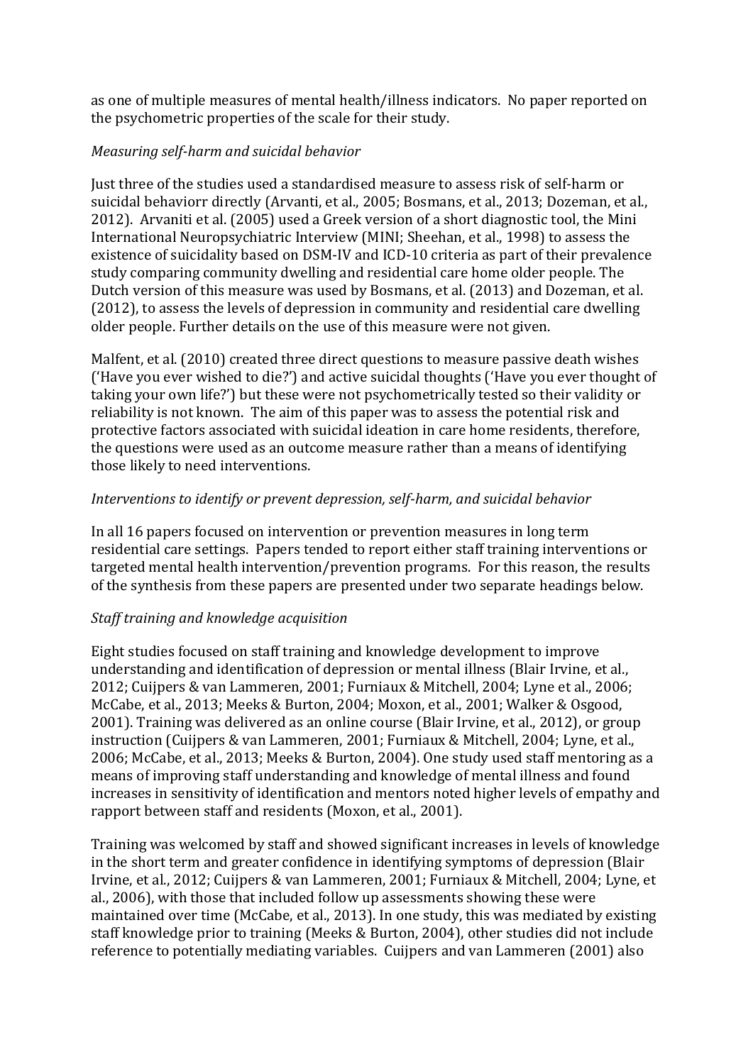as one of multiple measures of mental health/illness indicators. No paper reported on the psychometric properties of the scale for their study.

*Measuring self-harm and suicidal behavior*

Just three of the studies used a standardised measure to assess risk of self-harm or suicidal behaviorr directly (Arvanti, et al., 2005; Bosmans, et al., 2013; Dozeman, et al., 2012). Arvaniti et al. (2005) used a Greek version of a short diagnostic tool, the Mini International Neuropsychiatric Interview (MINI; Sheehan, et al., 1998) to assess the existence of suicidality based on DSM-IV and ICD-10 criteria as part of their prevalence study comparing community dwelling and residential care home older people. The Dutch version of this measure was used by Bosmans, et al. (2013) and Dozeman, et al. (2012), to assess the levels of depression in community and residential care dwelling older people. Further details on the use of this measure were not given.

Malfent, et al. (2010) created three direct questions to measure passive death wishes ('Have you ever wished to die?') and active suicidal thoughts ('Have you ever thought of taking your own life?') but these were not psychometrically tested so their validity or reliability is not known. The aim of this paper was to assess the potential risk and protective factors associated with suicidal ideation in care home residents, therefore, the questions were used as an outcome measure rather than a means of identifying those likely to need interventions.

*Interventions to identify or prevent depression, self-harm, and suicidal behavior*

In all 16 papers focused on intervention or prevention measures in long term residential care settings. Papers tended to report either staff training interventions or targeted mental health intervention/prevention programs. For this reason, the results of the synthesis from these papers are presented under two separate headings below.

*Staff training and knowledge acquisition*

Eight studies focused on staff training and knowledge development to improve understanding and identification of depression or mental illness (Blair Irvine, et al., 2012; Cuijpers & van Lammeren, 2001; Furniaux & Mitchell, 2004; Lyne et al., 2006; McCabe, et al., 2013; Meeks & Burton, 2004; Moxon, et al., 2001; Walker & Osgood, 2001). Training was delivered as an online course (Blair Irvine, et al., 2012), or group instruction (Cuijpers & van Lammeren, 2001; Furniaux & Mitchell, 2004; Lyne, et al., 2006; McCabe, et al., 2013; Meeks & Burton, 2004). One study used staff mentoring as a means of improving staff understanding and knowledge of mental illness and found increases in sensitivity of identification and mentors noted higher levels of empathy and rapport between staff and residents (Moxon, et al., 2001).

Training was welcomed by staff and showed significant increases in levels of knowledge in the short term and greater confidence in identifying symptoms of depression (Blair Irvine, et al., 2012; Cuijpers & van Lammeren, 2001; Furniaux & Mitchell, 2004; Lyne, et al., 2006), with those that included follow up assessments showing these were maintained over time (McCabe, et al., 2013). In one study, this was mediated by existing staff knowledge prior to training (Meeks & Burton, 2004), other studies did not include reference to potentially mediating variables. Cuijpers and van Lammeren (2001) also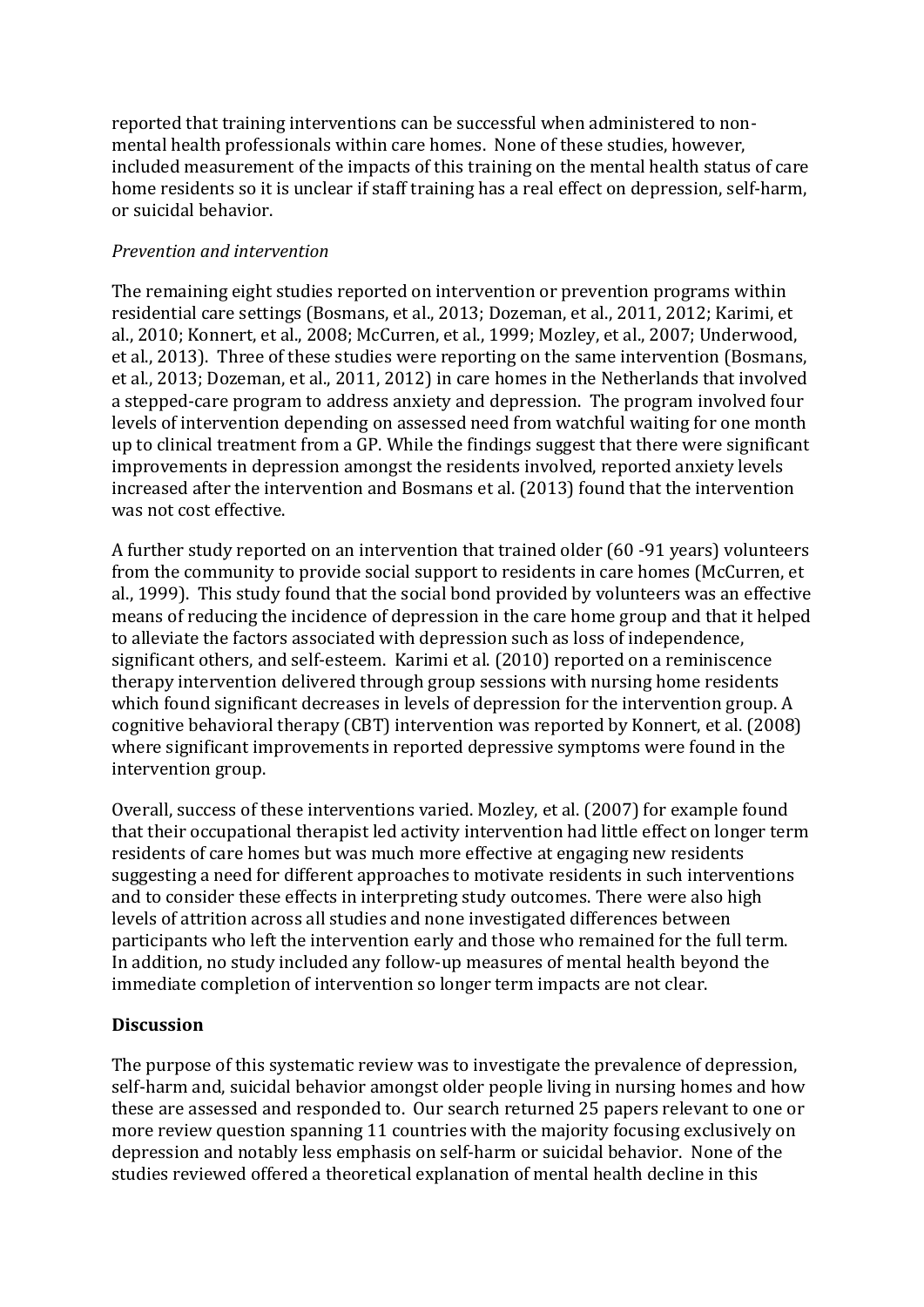reported that training interventions can be successful when administered to non-mental health professionals within care homes. None of these studies, however, included measurement of the impacts of this training on the mental health status of care home residents so it is unclear if staff training has a real effect on depression, self-harm, or suicidal behavior.

*Prevention and intervention*

The remaining eight studies reported on intervention or prevention programs within residential care settings (Bosmans, et al., 2013; Dozeman, et al., 2011, 2012; Karimi, et al., 2010; Konnert, et al., 2008; McCurren, et al., 1999; Mozley, et al., 2007; Underwood, et al., 2013). Three of these studies were reporting on the same intervention (Bosmans, et al., 2013; Dozeman, et al., 2011, 2012) in care homes in the Netherlands that involved a stepped-care program to address anxiety and depression. The program involved four levels of intervention depending on assessed need from watchful waiting for one month up to clinical treatment from a GP. While the findings suggest that there were significant improvements in depression amongst the residents involved, reported anxiety levels increased after the intervention and Bosmans et al. (2013) found that the intervention was not cost effective.

A further study reported on an intervention that trained older (60 -91 years) volunteers from the community to provide social support to residents in care homes (McCurren, et al., 1999). This study found that the social bond provided by volunteers was an effective means of reducing the incidence of depression in the care home group and that it helped to alleviate the factors associated with depression such as loss of independence, significant others, and self-esteem. Karimi et al. (2010) reported on a reminiscence therapy intervention delivered through group sessions with nursing home residents which found significant decreases in levels of depression for the intervention group. A cognitive behavioral therapy (CBT) intervention was reported by Konnert, et al. (2008) where significant improvements in reported depressive symptoms were found in the intervention group.

Overall, success of these interventions varied. Mozley, et al. (2007) for example found that their occupational therapist led activity intervention had little effect on longer term residents of care homes but was much more effective at engaging new residents suggesting a need for different approaches to motivate residents in such interventions and to consider these effects in interpreting study outcomes. There were also high levels of attrition across all studies and none investigated differences between participants who left the intervention early and those who remained for the full term. In addition, no study included any follow-up measures of mental health beyond the immediate completion of intervention so longer term impacts are not clear.

## Discussion

The purpose of this systematic review was to investigate the prevalence of depression, self-harm and, suicidal behavior amongst older people living in nursing homes and how these are assessed and responded to. Our search returned 25 papers relevant to one or more review question spanning 11 countries with the majority focusing exclusively on depression and notably less emphasis on self-harm or suicidal behavior. None of the studies reviewed offered a theoretical explanation of mental health decline in this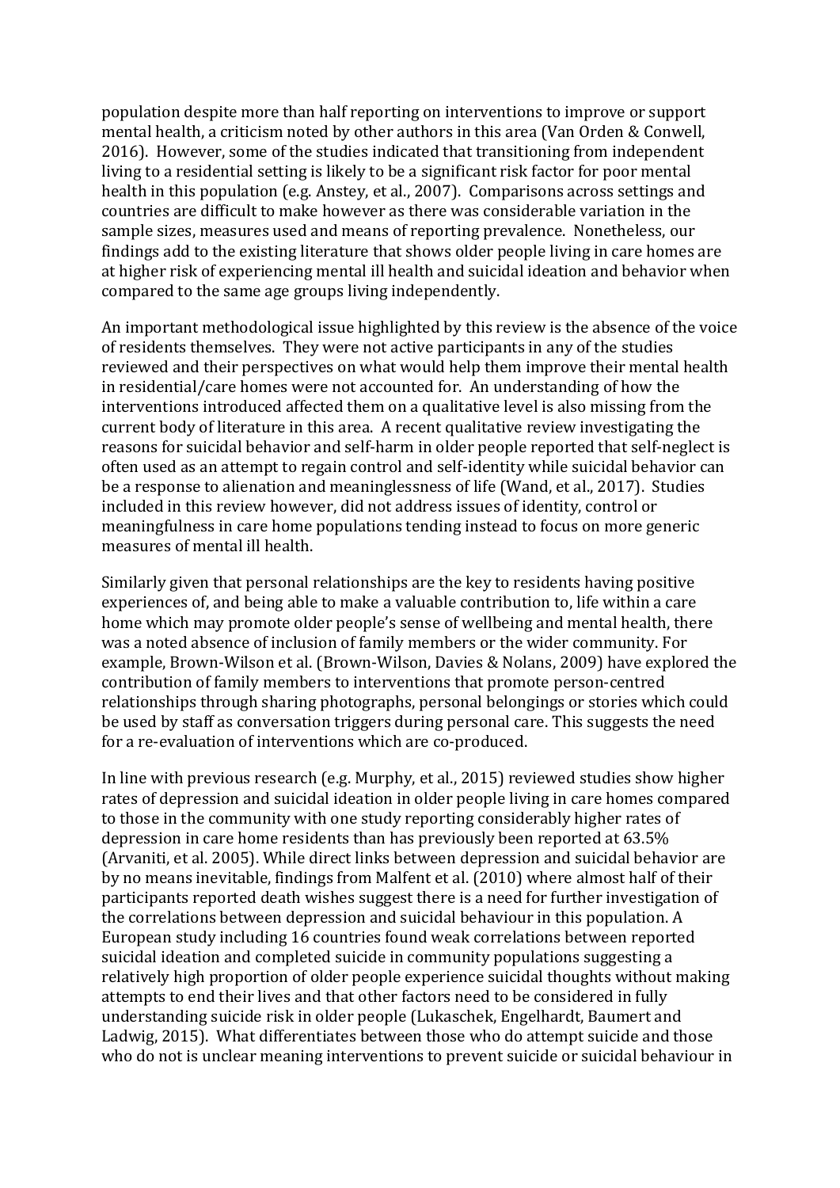population despite more than half reporting on interventions to improve or support mental health, a criticism noted by other authors in this area (Van Orden & Conwell, 2016). However, some of the studies indicated that transitioning from independent living to a residential setting is likely to be a significant risk factor for poor mental health in this population (e.g. Anstey, et al., 2007). Comparisons across settings and countries are difficult to make however as there was considerable variation in the sample sizes, measures used and means of reporting prevalence. Nonetheless, our findings add to the existing literature that shows older people living in care homes are at higher risk of experiencing mental ill health and suicidal ideation and behavior when compared to the same age groups living independently.

An important methodological issue highlighted by this review is the absence of the voice of residents themselves. They were not active participants in any of the studies reviewed and their perspectives on what would help them improve their mental health in residential/care homes were not accounted for. An understanding of how the interventions introduced affected them on a qualitative level is also missing from the current body of literature in this area. A recent qualitative review investigating the reasons for suicidal behavior and self-harm in older people reported that self-neglect is often used as an attempt to regain control and self-identity while suicidal behavior can be a response to alienation and meaninglessness of life (Wand, et al., 2017). Studies included in this review however, did not address issues of identity, control or meaningfulness in care home populations tending instead to focus on more generic measures of mental ill health.

Similarly given that personal relationships are the key to residents having positive experiences of, and being able to make a valuable contribution to, life within a care home which may promote older people's sense of wellbeing and mental health, there was a noted absence of inclusion of family members or the wider community. For example, Brown-Wilson et al. (Brown-Wilson, Davies & Nolans, 2009) have explored the contribution of family members to interventions that promote person-centred relationships through sharing photographs, personal belongings or stories which could be used by staff as conversation triggers during personal care. This suggests the need for a re-evaluation of interventions which are co-produced.

In line with previous research (e.g. Murphy, et al., 2015) reviewed studies show higher rates of depression and suicidal ideation in older people living in care homes compared to those in the community with one study reporting considerably higher rates of depression in care home residents than has previously been reported at 63.5% (Arvaniti, et al. 2005). While direct links between depression and suicidal behavior are by no means inevitable, findings from Malfent et al. (2010) where almost half of their participants reported death wishes suggest there is a need for further investigation of the correlations between depression and suicidal behaviour in this population. A European study including 16 countries found weak correlations between reported suicidal ideation and completed suicide in community populations suggesting a relatively high proportion of older people experience suicidal thoughts without making attempts to end their lives and that other factors need to be considered in fully understanding suicide risk in older people (Lukaschek, Engelhardt, Baumert and Ladwig, 2015). What differentiates between those who do attempt suicide and those who do not is unclear meaning interventions to prevent suicide or suicidal behaviour in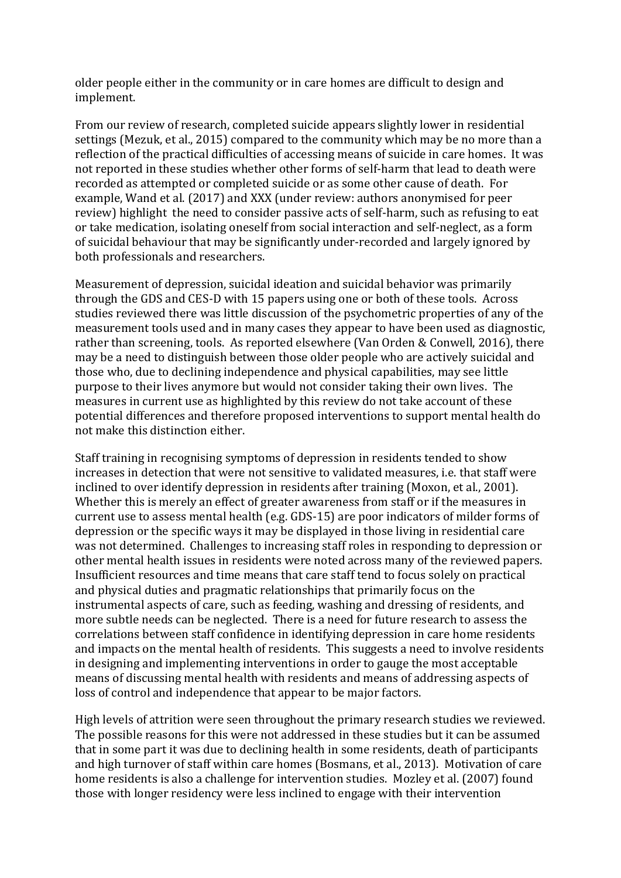older people either in the community or in care homes are difficult to design and implement.

From our review of research, completed suicide appears slightly lower in residential settings (Mezuk, et al., 2015) compared to the community which may be no more than a reflection of the practical difficulties of accessing means of suicide in care homes. It was not reported in these studies whether other forms of self-harm that lead to death were recorded as attempted or completed suicide or as some other cause of death. For example, Wand et al. (2017) and XXX (under review: authors anonymised for peer review) highlight the need to consider passive acts of self-harm, such as refusing to eat or take medication, isolating oneself from social interaction and self-neglect, as a form of suicidal behaviour that may be significantly under-recorded and largely ignored by both professionals and researchers.

Measurement of depression, suicidal ideation and suicidal behavior was primarily through the GDS and CES-D with 15 papers using one or both of these tools. Across studies reviewed there was little discussion of the psychometric properties of any of the measurement tools used and in many cases they appear to have been used as diagnostic, rather than screening, tools. As reported elsewhere (Van Orden & Conwell, 2016), there may be a need to distinguish between those older people who are actively suicidal and those who, due to declining independence and physical capabilities, may see little purpose to their lives anymore but would not consider taking their own lives. The measures in current use as highlighted by this review do not take account of these potential differences and therefore proposed interventions to support mental health do not make this distinction either.

Staff training in recognising symptoms of depression in residents tended to show increases in detection that were not sensitive to validated measures, i.e. that staff were inclined to over identify depression in residents after training (Moxon, et al., 2001). Whether this is merely an effect of greater awareness from staff or if the measures in current use to assess mental health (e.g. GDS-15) are poor indicators of milder forms of depression or the specific ways it may be displayed in those living in residential care was not determined. Challenges to increasing staff roles in responding to depression or other mental health issues in residents were noted across many of the reviewed papers. Insufficient resources and time means that care staff tend to focus solely on practical and physical duties and pragmatic relationships that primarily focus on the instrumental aspects of care, such as feeding, washing and dressing of residents, and more subtle needs can be neglected. There is a need for future research to assess the correlations between staff confidence in identifying depression in care home residents and impacts on the mental health of residents. This suggests a need to involve residents in designing and implementing interventions in order to gauge the most acceptable means of discussing mental health with residents and means of addressing aspects of loss of control and independence that appear to be major factors.

High levels of attrition were seen throughout the primary research studies we reviewed. The possible reasons for this were not addressed in these studies but it can be assumed that in some part it was due to declining health in some residents, death of participants and high turnover of staff within care homes (Bosmans, et al., 2013). Motivation of care home residents is also a challenge for intervention studies. Mozley et al. (2007) found those with longer residency were less inclined to engage with their intervention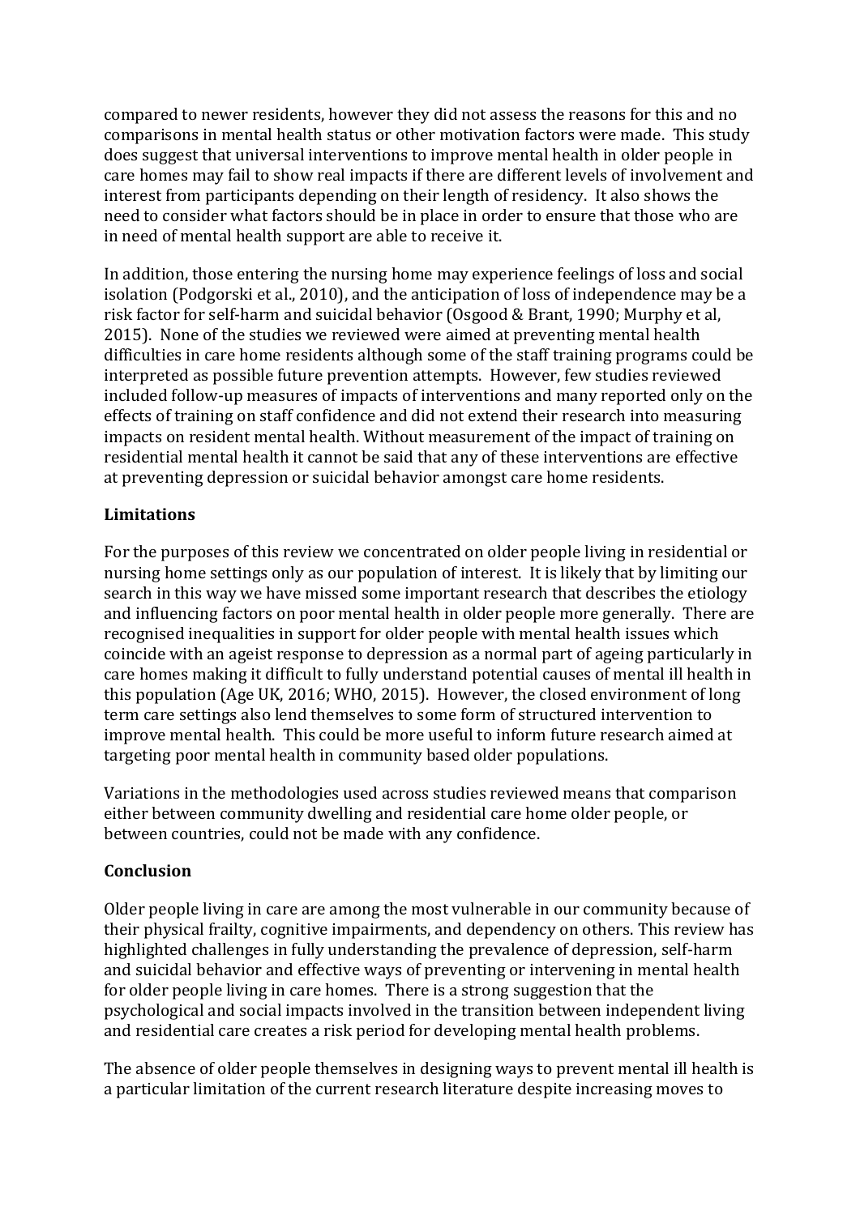compared to newer residents, however they did not assess the reasons for this and no comparisons in mental health status or other motivation factors were made. This study does suggest that universal interventions to improve mental health in older people in care homes may fail to show real impacts if there are different levels of involvement and interest from participants depending on their length of residency. It also shows the need to consider what factors should be in place in order to ensure that those who are in need of mental health support are able to receive it.

In addition, those entering the nursing home may experience feelings of loss and social isolation (Podgorski et al., 2010), and the anticipation of loss of independence may be a risk factor for self-harm and suicidal behavior (Osgood & Brant, 1990; Murphy et al, 2015). None of the studies we reviewed were aimed at preventing mental health difficulties in care home residents although some of the staff training programs could be interpreted as possible future prevention attempts. However, few studies reviewed included follow-up measures of impacts of interventions and many reported only on the effects of training on staff confidence and did not extend their research into measuring impacts on resident mental health. Without measurement of the impact of training on residential mental health it cannot be said that any of these interventions are effective at preventing depression or suicidal behavior amongst care home residents.

## Limitations

For the purposes of this review we concentrated on older people living in residential or nursing home settings only as our population of interest. It is likely that by limiting our search in this way we have missed some important research that describes the etiology and influencing factors on poor mental health in older people more generally. There are recognised inequalities in support for older people with mental health issues which coincide with an ageist response to depression as a normal part of ageing particularly in care homes making it difficult to fully understand potential causes of mental ill health in this population (Age UK, 2016; WHO, 2015). However, the closed environment of long term care settings also lend themselves to some form of structured intervention to improve mental health. This could be more useful to inform future research aimed at targeting poor mental health in community based older populations.

Variations in the methodologies used across studies reviewed means that comparison either between community dwelling and residential care home older people, or between countries, could not be made with any confidence.

## Conclusion

Older people living in care are among the most vulnerable in our community because of their physical frailty, cognitive impairments, and dependency on others. This review has highlighted challenges in fully understanding the prevalence of depression, self-harm and suicidal behavior and effective ways of preventing or intervening in mental health for older people living in care homes. There is a strong suggestion that the psychological and social impacts involved in the transition between independent living and residential care creates a risk period for developing mental health problems.

The absence of older people themselves in designing ways to prevent mental ill health is a particular limitation of the current research literature despite increasing moves to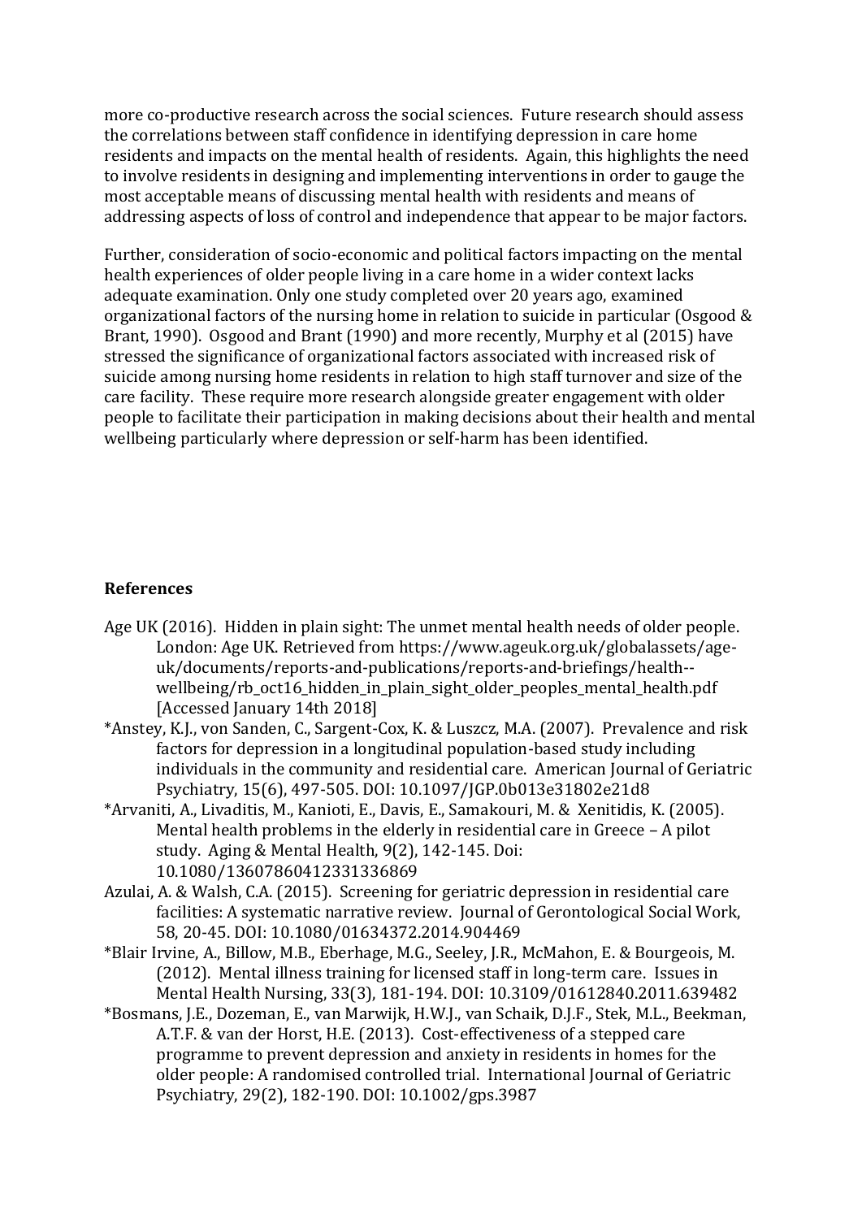more co-productive research across the social sciences. Future research should assess the correlations between staff confidence in identifying depression in care home residents and impacts on the mental health of residents. Again, this highlights the need to involve residents in designing and implementing interventions in order to gauge the most acceptable means of discussing mental health with residents and means of addressing aspects of loss of control and independence that appear to be major factors.

Further, consideration of socio-economic and political factors impacting on the mental health experiences of older people living in a care home in a wider context lacks adequate examination. Only one study completed over 20 years ago, examined organizational factors of the nursing home in relation to suicide in particular (Osgood & Brant, 1990). Osgood and Brant (1990) and more recently, Murphy et al (2015) have stressed the significance of organizational factors associated with increased risk of suicide among nursing home residents in relation to high staff turnover and size of the care facility. These require more research alongside greater engagement with older people to facilitate their participation in making decisions about their health and mental wellbeing particularly where depression or self-harm has been identified.

## References

Age UK (2016). Hidden in plain sight: The unmet mental health needs of older people. London: Age UK. Retrieved from https://www.ageuk.org.uk/globalassets/age-uk/documents/reports-and-publications/reports-and-briefings/health--wellbeing/rb_oct16_hidden_in_plain_sight_older_peoples_mental_health.pdf [Accessed January 14th 2018]

*Anstey, K.J., von Sanden, C., Sargent-Cox, K. & Luszcz, M.A. (2007). Prevalence and risk factors for depression in a longitudinal population-based study including individuals in the community and residential care. American Journal of Geriatric Psychiatry, 15(6), 497-505. DOI: 10.1097/JGP.0b013e31802e21d8

*Arvaniti, A., Livaditis, M., Kanioti, E., Davis, E., Samakouri, M. & Xenitidis, K. (2005). Mental health problems in the elderly in residential care in Greece – A pilot study. Aging & Mental Health, 9(2), 142-145. Doi: 10.1080/13607860412331336869

Azulai, A. & Walsh, C.A. (2015). Screening for geriatric depression in residential care facilities: A systematic narrative review. Journal of Gerontological Social Work, 58, 20-45. DOI: 10.1080/01634372.2014.904469

*Blair Irvine, A., Billow, M.B., Eberhage, M.G., Seeley, J.R., McMahon, E. & Bourgeois, M. (2012). Mental illness training for licensed staff in long-term care. Issues in Mental Health Nursing, 33(3), 181-194. DOI: 10.3109/01612840.2011.639482

*Bosmans, J.E., Dozeman, E., van Marwijk, H.W.J., van Schaik, D.J.F., Stek, M.L., Beekman, A.T.F. & van der Horst, H.E. (2013). Cost-effectiveness of a stepped care programme to prevent depression and anxiety in residents in homes for the older people: A randomised controlled trial. International Journal of Geriatric Psychiatry, 29(2), 182-190. DOI: 10.1002/gps.3987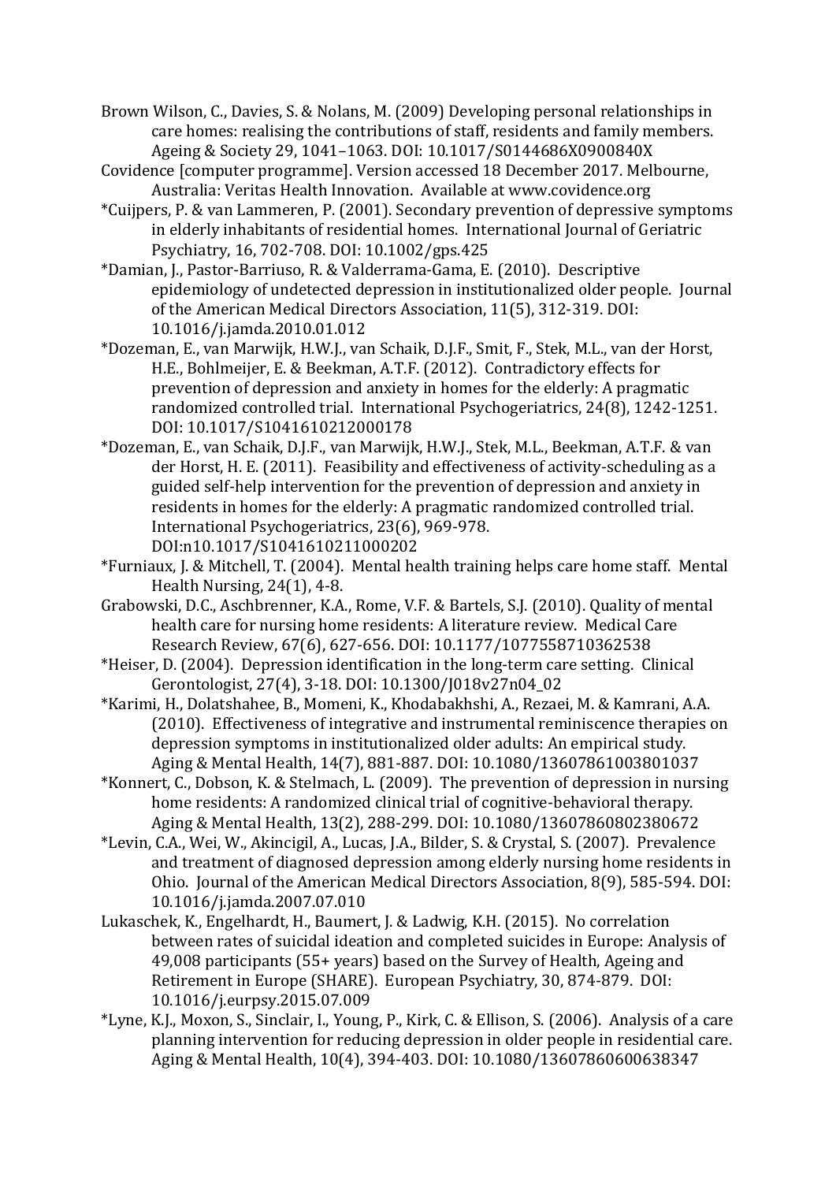Brown Wilson, C., Davies, S. & Nolans, M. (2009) Developing personal relationships in care homes: realising the contributions of staff, residents and family members. Ageing & Society 29, 1041–1063. DOI: 10.1017/S0144686X0900840X

Covidence [computer programme]. Version accessed 18 December 2017. Melbourne, Australia: Veritas Health Innovation. Available at www.covidence.org

*Cuijpers, P. & van Lammeren, P. (2001). Secondary prevention of depressive symptoms in elderly inhabitants of residential homes. International Journal of Geriatric Psychiatry, 16, 702-708. DOI: 10.1002/gps.425

*Damian, J., Pastor-Barriuso, R. & Valderrama-Gama, E. (2010). Descriptive epidemiology of undetected depression in institutionalized older people. Journal of the American Medical Directors Association, 11(5), 312-319. DOI: 10.1016/j.jamda.2010.01.012

*Dozeman, E., van Marwijk, H.W.J., van Schaik, D.J.F., Smit, F., Stek, M.L., van der Horst, H.E., Bohlmeijer, E. & Beekman, A.T.F. (2012). Contradictory effects for prevention of depression and anxiety in homes for the elderly: A pragmatic randomized controlled trial. International Psychogeriatrics, 24(8), 1242-1251. DOI: 10.1017/S1041610212000178

*Dozeman, E., van Schaik, D.J.F., van Marwijk, H.W.J., Stek, M.L., Beekman, A.T.F. & van der Horst, H. E. (2011). Feasibility and effectiveness of activity-scheduling as a guided self-help intervention for the prevention of depression and anxiety in residents in homes for the elderly: A pragmatic randomized controlled trial. International Psychogeriatrics, 23(6), 969-978. DOI:n10.1017/S1041610211000202

*Furniaux, J. & Mitchell, T. (2004). Mental health training helps care home staff. Mental Health Nursing, 24(1), 4-8.

Grabowski, D.C., Aschbrenner, K.A., Rome, V.F. & Bartels, S.J. (2010). Quality of mental health care for nursing home residents: A literature review. Medical Care Research Review, 67(6), 627-656. DOI: 10.1177/1077558710362538

*Heiser, D. (2004). Depression identification in the long-term care setting. Clinical Gerontologist, 27(4), 3-18. DOI: 10.1300/J018v27n04_02

*Karimi, H., Dolatshahee, B., Momeni, K., Khodabakhshi, A., Rezaei, M. & Kamrani, A.A. (2010). Effectiveness of integrative and instrumental reminiscence therapies on depression symptoms in institutionalized older adults: An empirical study. Aging & Mental Health, 14(7), 881-887. DOI: 10.1080/13607861003801037

*Konnert, C., Dobson, K. & Stelmach, L. (2009). The prevention of depression in nursing home residents: A randomized clinical trial of cognitive-behavioral therapy. Aging & Mental Health, 13(2), 288-299. DOI: 10.1080/13607860802380672

*Levin, C.A., Wei, W., Akincigil, A., Lucas, J.A., Bilder, S. & Crystal, S. (2007). Prevalence and treatment of diagnosed depression among elderly nursing home residents in Ohio. Journal of the American Medical Directors Association, 8(9), 585-594. DOI: 10.1016/j.jamda.2007.07.010

Lukaschek, K., Engelhardt, H., Baumert, J. & Ladwig, K.H. (2015). No correlation between rates of suicidal ideation and completed suicides in Europe: Analysis of 49,008 participants (55+ years) based on the Survey of Health, Ageing and Retirement in Europe (SHARE). European Psychiatry, 30, 874-879. DOI: 10.1016/j.eurpsy.2015.07.009

*Lyne, K.J., Moxon, S., Sinclair, I., Young, P., Kirk, C. & Ellison, S. (2006). Analysis of a care planning intervention for reducing depression in older people in residential care. Aging & Mental Health, 10(4), 394-403. DOI: 10.1080/13607860600638347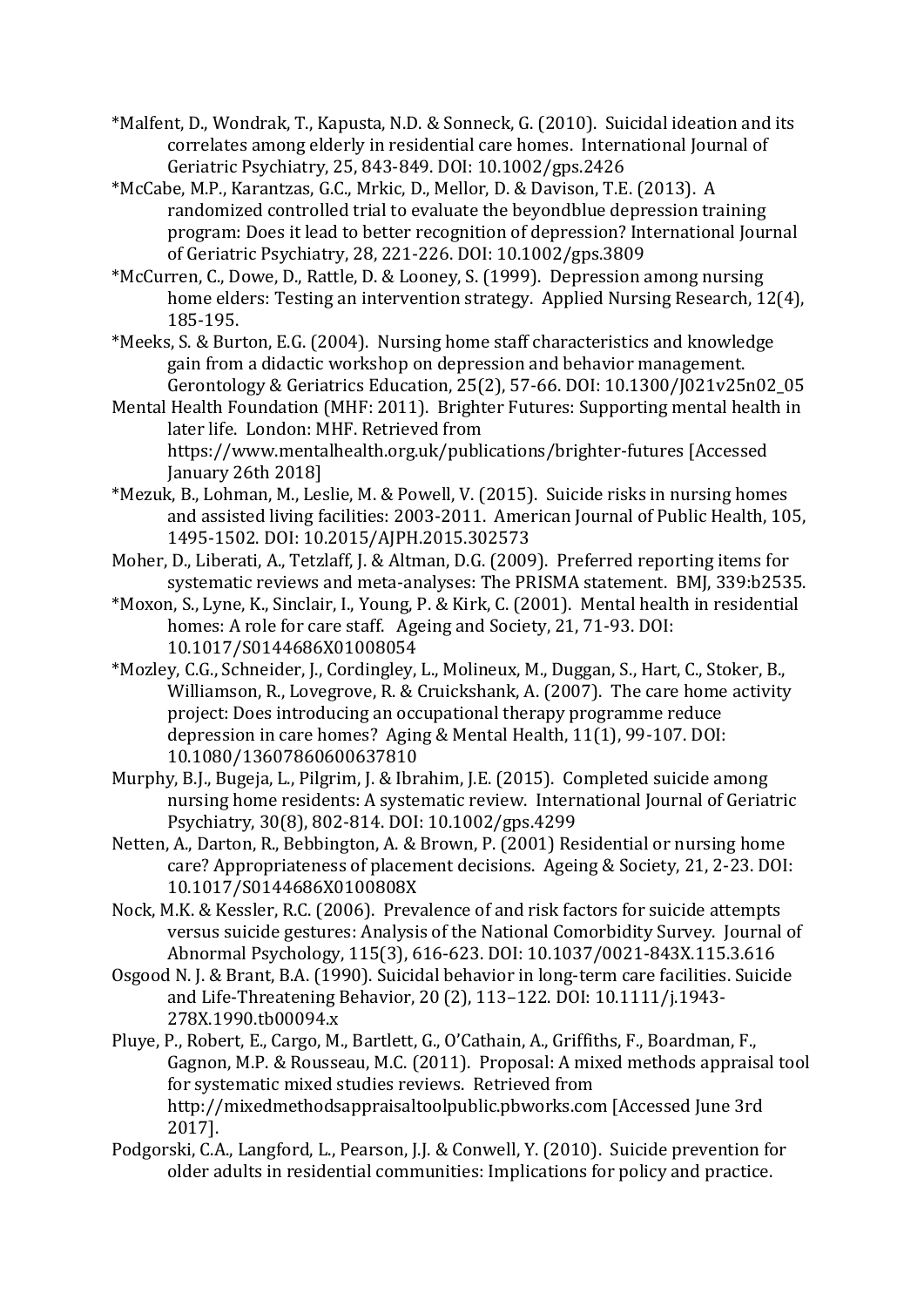*Malfent, D., Wondrak, T., Kapusta, N.D. & Sonneck, G. (2010). Suicidal ideation and its correlates among elderly in residential care homes. International Journal of Geriatric Psychiatry, 25, 843-849. DOI: 10.1002/gps.2426

*McCabe, M.P., Karantzas, G.C., Mrkic, D., Mellor, D. & Davison, T.E. (2013). A randomized controlled trial to evaluate the beyondblue depression training program: Does it lead to better recognition of depression? International Journal of Geriatric Psychiatry, 28, 221-226. DOI: 10.1002/gps.3809

*McCurren, C., Dowe, D., Rattle, D. & Looney, S. (1999). Depression among nursing home elders: Testing an intervention strategy. Applied Nursing Research, 12(4), 185-195.

*Meeks, S. & Burton, E.G. (2004). Nursing home staff characteristics and knowledge gain from a didactic workshop on depression and behavior management. Gerontology & Geriatrics Education, 25(2), 57-66. DOI: 10.1300/J021v25n02_05

Mental Health Foundation (MHF: 2011). Brighter Futures: Supporting mental health in later life. London: MHF. Retrieved from https://www.mentalhealth.org.uk/publications/brighter-futures [Accessed January 26th 2018]

*Mezuk, B., Lohman, M., Leslie, M. & Powell, V. (2015). Suicide risks in nursing homes and assisted living facilities: 2003-2011. American Journal of Public Health, 105, 1495-1502. DOI: 10.2015/AJPH.2015.302573

Moher, D., Liberati, A., Tetzlaff, J. & Altman, D.G. (2009). Preferred reporting items for systematic reviews and meta-analyses: The PRISMA statement. BMJ, 339:b2535.

*Moxon, S., Lyne, K., Sinclair, I., Young, P. & Kirk, C. (2001). Mental health in residential homes: A role for care staff. Ageing and Society, 21, 71-93. DOI: 10.1017/S0144686X01008054

*Mozley, C.G., Schneider, J., Cordingley, L., Molineux, M., Duggan, S., Hart, C., Stoker, B., Williamson, R., Lovegrove, R. & Cruickshank, A. (2007). The care home activity project: Does introducing an occupational therapy programme reduce depression in care homes? Aging & Mental Health, 11(1), 99-107. DOI: 10.1080/13607860600637810

Murphy, B.J., Bugeja, L., Pilgrim, J. & Ibrahim, J.E. (2015). Completed suicide among nursing home residents: A systematic review. International Journal of Geriatric Psychiatry, 30(8), 802-814. DOI: 10.1002/gps.4299

Netten, A., Darton, R., Bebbington, A. & Brown, P. (2001) Residential or nursing home care? Appropriateness of placement decisions. Ageing & Society, 21, 2-23. DOI: 10.1017/S0144686X0100808X

Nock, M.K. & Kessler, R.C. (2006). Prevalence of and risk factors for suicide attempts versus suicide gestures: Analysis of the National Comorbidity Survey. Journal of Abnormal Psychology, 115(3), 616-623. DOI: 10.1037/0021-843X.115.3.616

Osgood N. J. & Brant, B.A. (1990). Suicidal behavior in long-term care facilities. Suicide and Life-Threatening Behavior, 20 (2), 113–122. DOI: 10.1111/j.1943-278X.1990.tb00094.x

Pluye, P., Robert, E., Cargo, M., Bartlett, G., O'Cathain, A., Griffiths, F., Boardman, F., Gagnon, M.P. & Rousseau, M.C. (2011). Proposal: A mixed methods appraisal tool for systematic mixed studies reviews. Retrieved from http://mixedmethodsappraisaltoolpublic.pbworks.com [Accessed June 3rd 2017].

Podgorski, C.A., Langford, L., Pearson, J.J. & Conwell, Y. (2010). Suicide prevention for older adults in residential communities: Implications for policy and practice.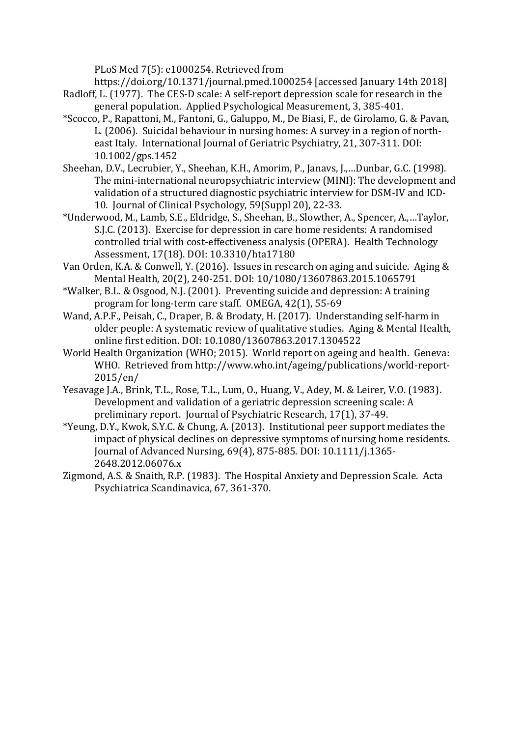PLoS Med 7(5): e1000254. Retrieved from https://doi.org/10.1371/journal.pmed.1000254 [accessed January 14th 2018]

Radloff, L. (1977). The CES-D scale: A self-report depression scale for research in the general population. Applied Psychological Measurement, 3, 385-401.

*Scocco, P., Rapattoni, M., Fantoni, G., Galuppo, M., De Biasi, F., de Girolamo, G. & Pavan, L. (2006). Suicidal behaviour in nursing homes: A survey in a region of north-east Italy. International Journal of Geriatric Psychiatry, 21, 307-311. DOI: 10.1002/gps.1452

Sheehan, D.V., Lecrubier, Y., Sheehan, K.H., Amorim, P., Janavs, J.,…Dunbar, G.C. (1998). The mini-international neuropsychiatric interview (MINI): The development and validation of a structured diagnostic psychiatric interview for DSM-IV and ICD-10. Journal of Clinical Psychology, 59(Suppl 20), 22-33.

*Underwood, M., Lamb, S.E., Eldridge, S., Sheehan, B., Slowther, A., Spencer, A.,…Taylor, S.J.C. (2013). Exercise for depression in care home residents: A randomised controlled trial with cost-effectiveness analysis (OPERA). Health Technology Assessment, 17(18). DOI: 10.3310/hta17180

Van Orden, K.A. & Conwell, Y. (2016). Issues in research on aging and suicide. Aging & Mental Health, 20(2), 240-251. DOI: 10/1080/13607863.2015.1065791

*Walker, B.L. & Osgood, N.J. (2001). Preventing suicide and depression: A training program for long-term care staff. OMEGA, 42(1), 55-69

Wand, A.P.F., Peisah, C., Draper, B. & Brodaty, H. (2017). Understanding self-harm in older people: A systematic review of qualitative studies. Aging & Mental Health, online first edition. DOI: 10.1080/13607863.2017.1304522

World Health Organization (WHO; 2015). World report on ageing and health. Geneva: WHO. Retrieved from http://www.who.int/ageing/publications/world-report-2015/en/

Yesavage J.A., Brink, T.L., Rose, T.L., Lum, O., Huang, V., Adey, M. & Leirer, V.O. (1983). Development and validation of a geriatric depression screening scale: A preliminary report. Journal of Psychiatric Research, 17(1), 37-49.

*Yeung, D.Y., Kwok, S.Y.C. & Chung, A. (2013). Institutional peer support mediates the impact of physical declines on depressive symptoms of nursing home residents. Journal of Advanced Nursing, 69(4), 875-885. DOI: 10.1111/j.1365-2648.2012.06076.x

Zigmond, A.S. & Snaith, R.P. (1983). The Hospital Anxiety and Depression Scale. Acta Psychiatrica Scandinavica, 67, 361-370.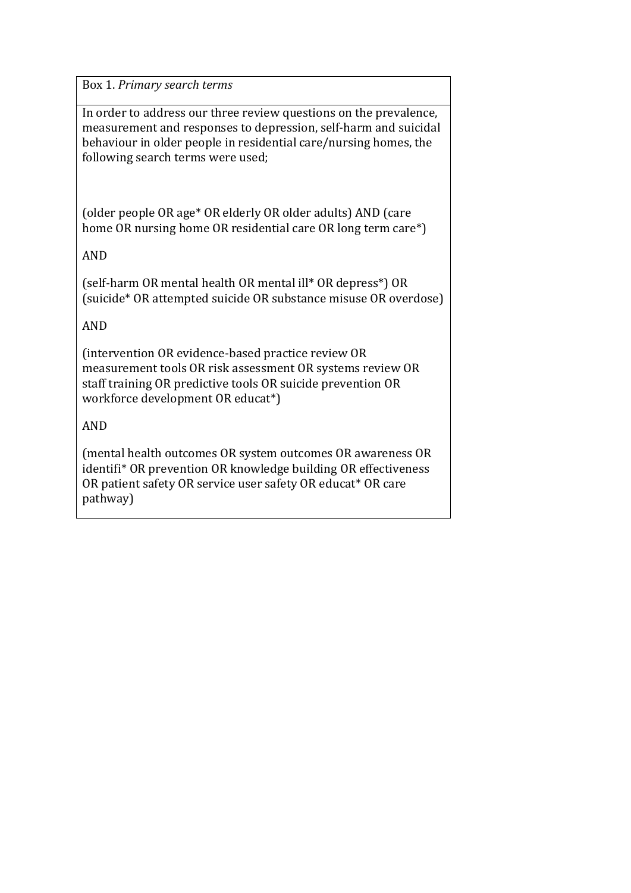Box 1. *Primary search terms*

In order to address our three review questions on the prevalence, measurement and responses to depression, self-harm and suicidal behaviour in older people in residential care/nursing homes, the following search terms were used;

(older people OR age* OR elderly OR older adults) AND (care home OR nursing home OR residential care OR long term care*)

AND

(self-harm OR mental health OR mental ill* OR depress*) OR (suicide* OR attempted suicide OR substance misuse OR overdose)

AND

(intervention OR evidence-based practice review OR measurement tools OR risk assessment OR systems review OR staff training OR predictive tools OR suicide prevention OR workforce development OR educat*)

AND

(mental health outcomes OR system outcomes OR awareness OR identifi* OR prevention OR knowledge building OR effectiveness OR patient safety OR service user safety OR educat* OR care pathway)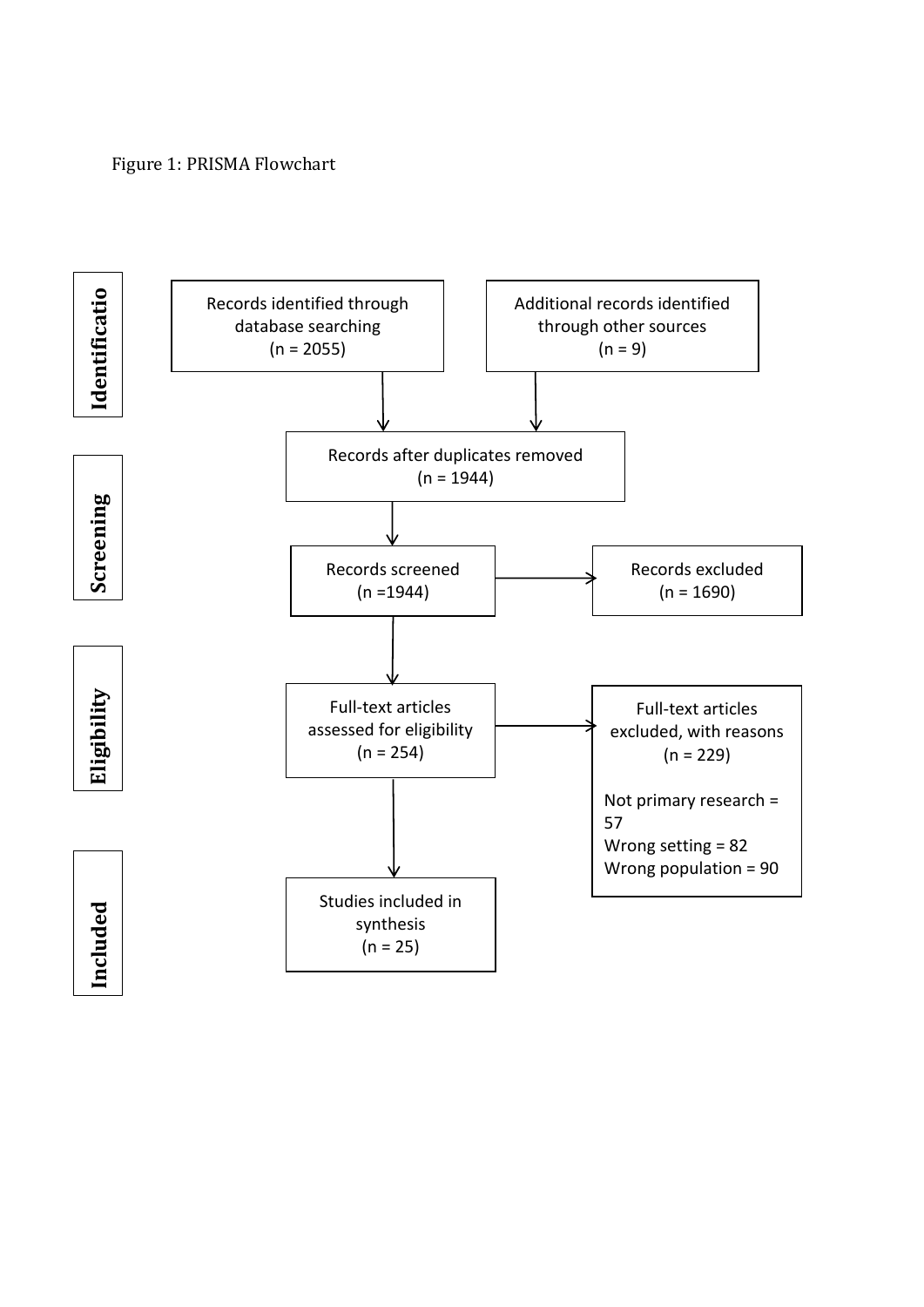Figure 1: PRISMA Flowchart

**Identificatio**

Records identified through database searching
(n = 2055)

Additional records identified through other sources
(n = 9)

**Screening**

Records after duplicates removed
(n = 1944)

Records screened
(n =1944)

Records excluded
(n = 1690)

**Eligibility**

Full-text articles assessed for eligibility
(n = 254)

Full-text articles excluded, with reasons
(n = 229)

Not primary research = 57
Wrong setting = 82
Wrong population = 90

**Included**

Studies included in synthesis
(n = 25)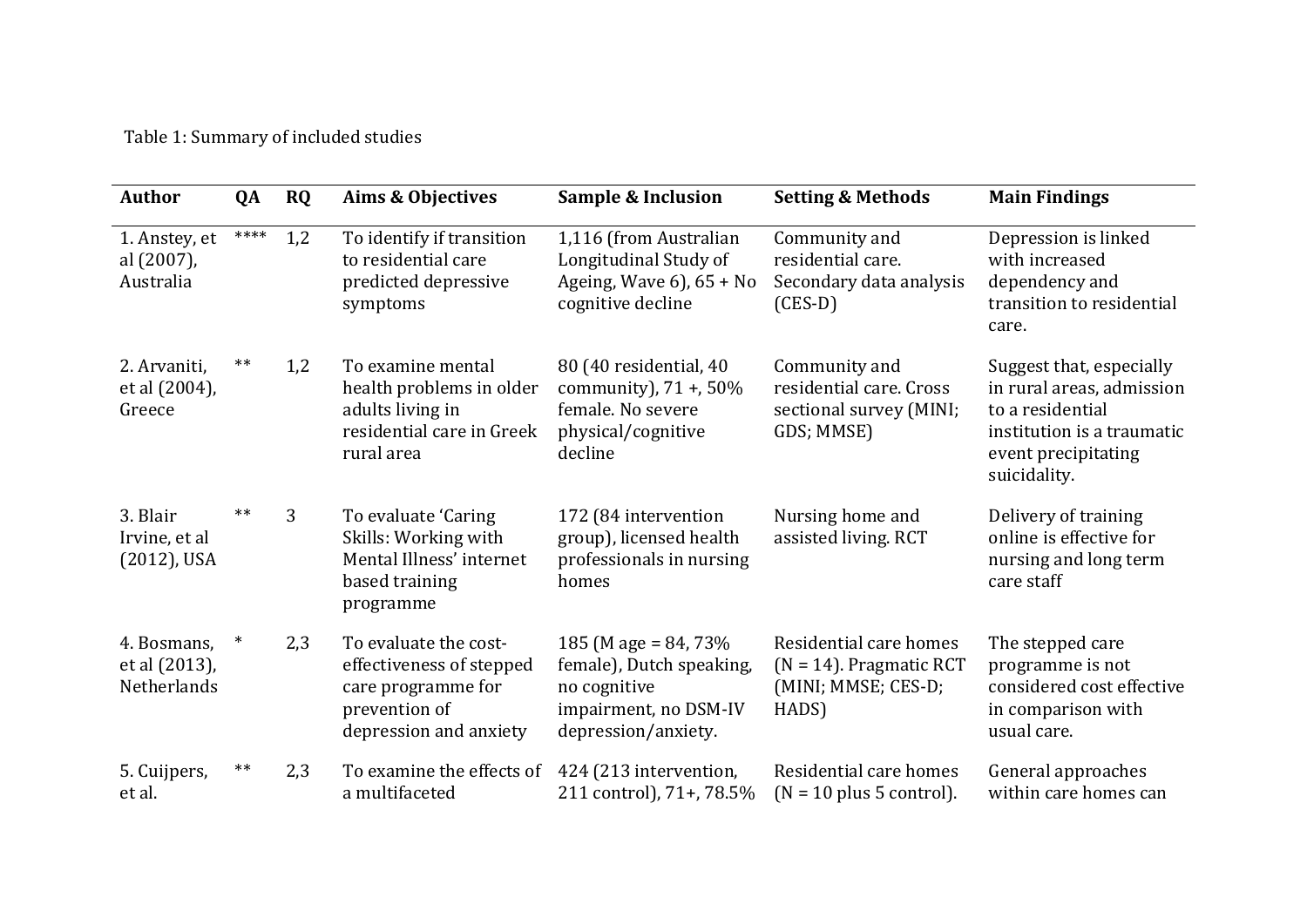Table 1: Summary of included studies

| Author | QA | RQ | Aims & Objectives | Sample & Inclusion | Setting & Methods | Main Findings |
|---|---|---|---|---|---|---|
| 1. Anstey, et al (2007), Australia | **** | 1,2 | To identify if transition to residential care predicted depressive symptoms | 1,116 (from Australian Longitudinal Study of Ageing, Wave 6), 65 + No cognitive decline | Community and residential care. Secondary data analysis (CES-D) | Depression is linked with increased dependency and transition to residential care. |
| 2. Arvaniti, et al (2004), Greece | ** | 1,2 | To examine mental health problems in older adults living in residential care in Greek rural area | 80 (40 residential, 40 community), 71 +, 50% female. No severe physical/cognitive decline | Community and residential care. Cross sectional survey (MINI; GDS; MMSE) | Suggest that, especially in rural areas, admission to a residential institution is a traumatic event precipitating suicidality. |
| 3. Blair Irvine, et al (2012), USA | ** | 3 | To evaluate 'Caring Skills: Working with Mental Illness' internet based training programme | 172 (84 intervention group), licensed health professionals in nursing homes | Nursing home and assisted living. RCT | Delivery of training online is effective for nursing and long term care staff |
| 4. Bosmans, et al (2013), Netherlands | * | 2,3 | To evaluate the cost-effectiveness of stepped care programme for prevention of depression and anxiety | 185 (M age = 84, 73% female), Dutch speaking, no cognitive impairment, no DSM-IV depression/anxiety. | Residential care homes (N = 14). Pragmatic RCT (MINI; MMSE; CES-D; HADS) | The stepped care programme is not considered cost effective in comparison with usual care. |
| 5. Cuijpers, et al. | ** | 2,3 | To examine the effects of a multifaceted | 424 (213 intervention, 211 control), 71+, 78.5% | Residential care homes (N = 10 plus 5 control). | General approaches within care homes can |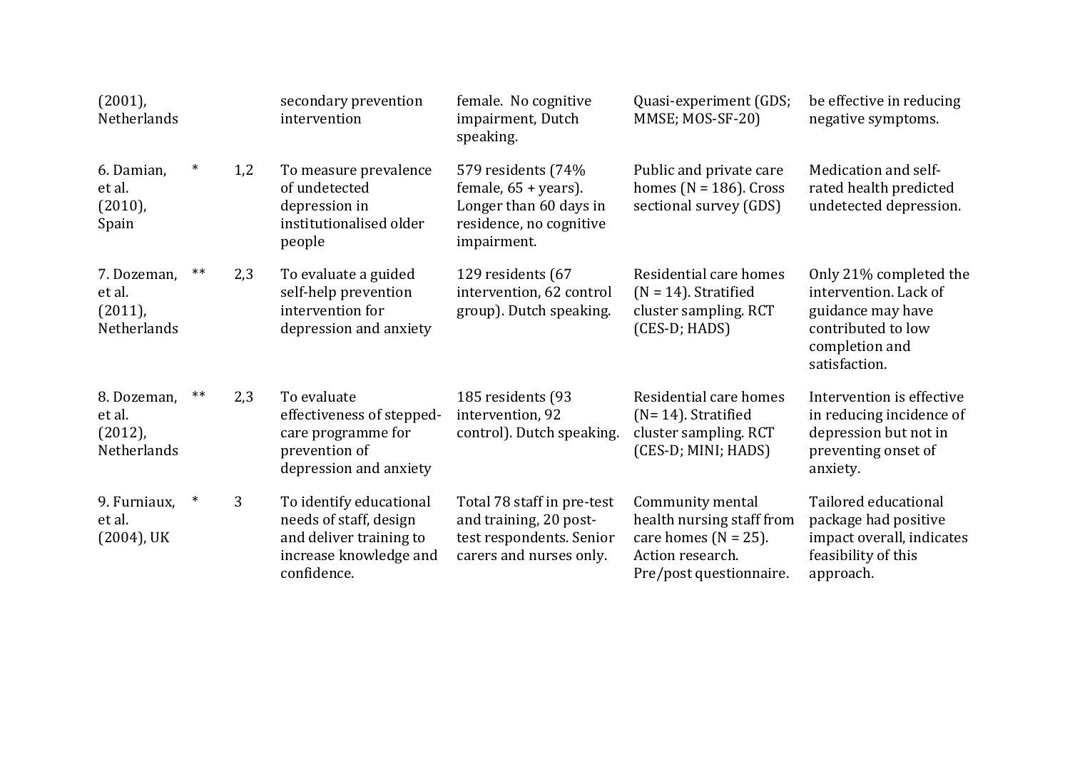| | | | | | | |
|---|---|---|---|---|---|---|
| (2001), Netherlands | | | secondary prevention intervention | female. No cognitive impairment, Dutch speaking. | Quasi-experiment (GDS; MMSE; MOS-SF-20) | be effective in reducing negative symptoms. |
| 6. Damian, et al. (2010), Spain | * | 1,2 | To measure prevalence of undetected depression in institutionalised older people | 579 residents (74% female, 65 + years). Longer than 60 days in residence, no cognitive impairment. | Public and private care homes (N = 186). Cross sectional survey (GDS) | Medication and self-rated health predicted undetected depression. |
| 7. Dozeman, et al. (2011), Netherlands | ** | 2,3 | To evaluate a guided self-help prevention intervention for depression and anxiety | 129 residents (67 intervention, 62 control group). Dutch speaking. | Residential care homes (N = 14). Stratified cluster sampling. RCT (CES-D; HADS) | Only 21% completed the intervention. Lack of guidance may have contributed to low completion and satisfaction. |
| 8. Dozeman, et al. (2012), Netherlands | ** | 2,3 | To evaluate effectiveness of stepped-care programme for prevention of depression and anxiety | 185 residents (93 intervention, 92 control). Dutch speaking. | Residential care homes (N= 14). Stratified cluster sampling. RCT (CES-D; MINI; HADS) | Intervention is effective in reducing incidence of depression but not in preventing onset of anxiety. |
| 9. Furniaux, et al. (2004), UK | * | 3 | To identify educational needs of staff, design and deliver training to increase knowledge and confidence. | Total 78 staff in pre-test and training, 20 post-test respondents. Senior carers and nurses only. | Community mental health nursing staff from care homes (N = 25). Action research. Pre/post questionnaire. | Tailored educational package had positive impact overall, indicates feasibility of this approach. |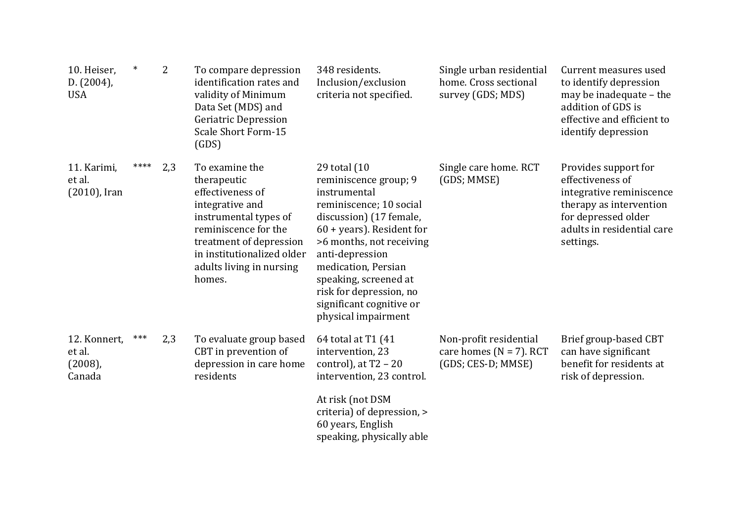| | | | | | | |
|---|---|---|---|---|---|---|
| 10. Heiser, D. (2004), USA | * | 2 | To compare depression identification rates and validity of Minimum Data Set (MDS) and Geriatric Depression Scale Short Form-15 (GDS) | 348 residents. Inclusion/exclusion criteria not specified. | Single urban residential home. Cross sectional survey (GDS; MDS) | Current measures used to identify depression may be inadequate – the addition of GDS is effective and efficient to identify depression |
| 11. Karimi, et al. (2010), Iran | **** | 2,3 | To examine the therapeutic effectiveness of integrative and instrumental types of reminiscence for the treatment of depression in institutionalized older adults living in nursing homes. | 29 total (10 reminiscence group; 9 instrumental reminiscence; 10 social discussion) (17 female, 60 + years). Resident for >6 months, not receiving anti-depression medication, Persian speaking, screened at risk for depression, no significant cognitive or physical impairment | Single care home. RCT (GDS; MMSE) | Provides support for effectiveness of integrative reminiscence therapy as intervention for depressed older adults in residential care settings. |
| 12. Konnert, et al. (2008), Canada | *** | 2,3 | To evaluate group based CBT in prevention of depression in care home residents | 64 total at T1 (41 intervention, 23 control), at T2 – 20 intervention, 23 control.<br><br>At risk (not DSM criteria) of depression, > 60 years, English speaking, physically able | Non-profit residential care homes (N = 7). RCT (GDS; CES-D; MMSE) | Brief group-based CBT can have significant benefit for residents at risk of depression. |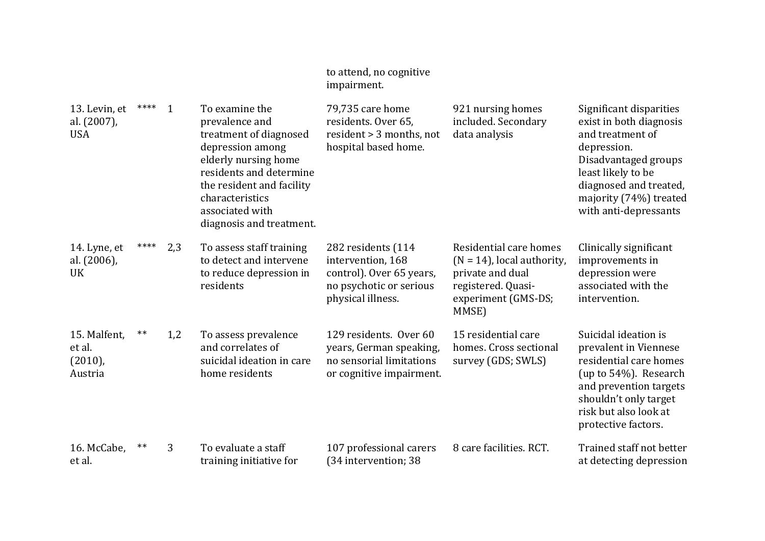| | | | | | | |
|---|---|---|---|---|---|---|
| | | | | to attend, no cognitive impairment. | | |
| 13. Levin, et al. (2007), USA | **** | 1 | To examine the prevalence and treatment of diagnosed depression among elderly nursing home residents and determine the resident and facility characteristics associated with diagnosis and treatment. | 79,735 care home residents. Over 65, resident > 3 months, not hospital based home. | 921 nursing homes included. Secondary data analysis | Significant disparities exist in both diagnosis and treatment of depression. Disadvantaged groups least likely to be diagnosed and treated, majority (74%) treated with anti-depressants |
| 14. Lyne, et al. (2006), UK | **** | 2,3 | To assess staff training to detect and intervene to reduce depression in residents | 282 residents (114 intervention, 168 control). Over 65 years, no psychotic or serious physical illness. | Residential care homes (N = 14), local authority, private and dual registered. Quasi-experiment (GMS-DS; MMSE) | Clinically significant improvements in depression were associated with the intervention. |
| 15. Malfent, et al. (2010), Austria | ** | 1,2 | To assess prevalence and correlates of suicidal ideation in care home residents | 129 residents. Over 60 years, German speaking, no sensorial limitations or cognitive impairment. | 15 residential care homes. Cross sectional survey (GDS; SWLS) | Suicidal ideation is prevalent in Viennese residential care homes (up to 54%). Research and prevention targets shouldn't only target risk but also look at protective factors. |
| 16. McCabe, et al. | ** | 3 | To evaluate a staff training initiative for | 107 professional carers (34 intervention; 38 | 8 care facilities. RCT. | Trained staff not better at detecting depression |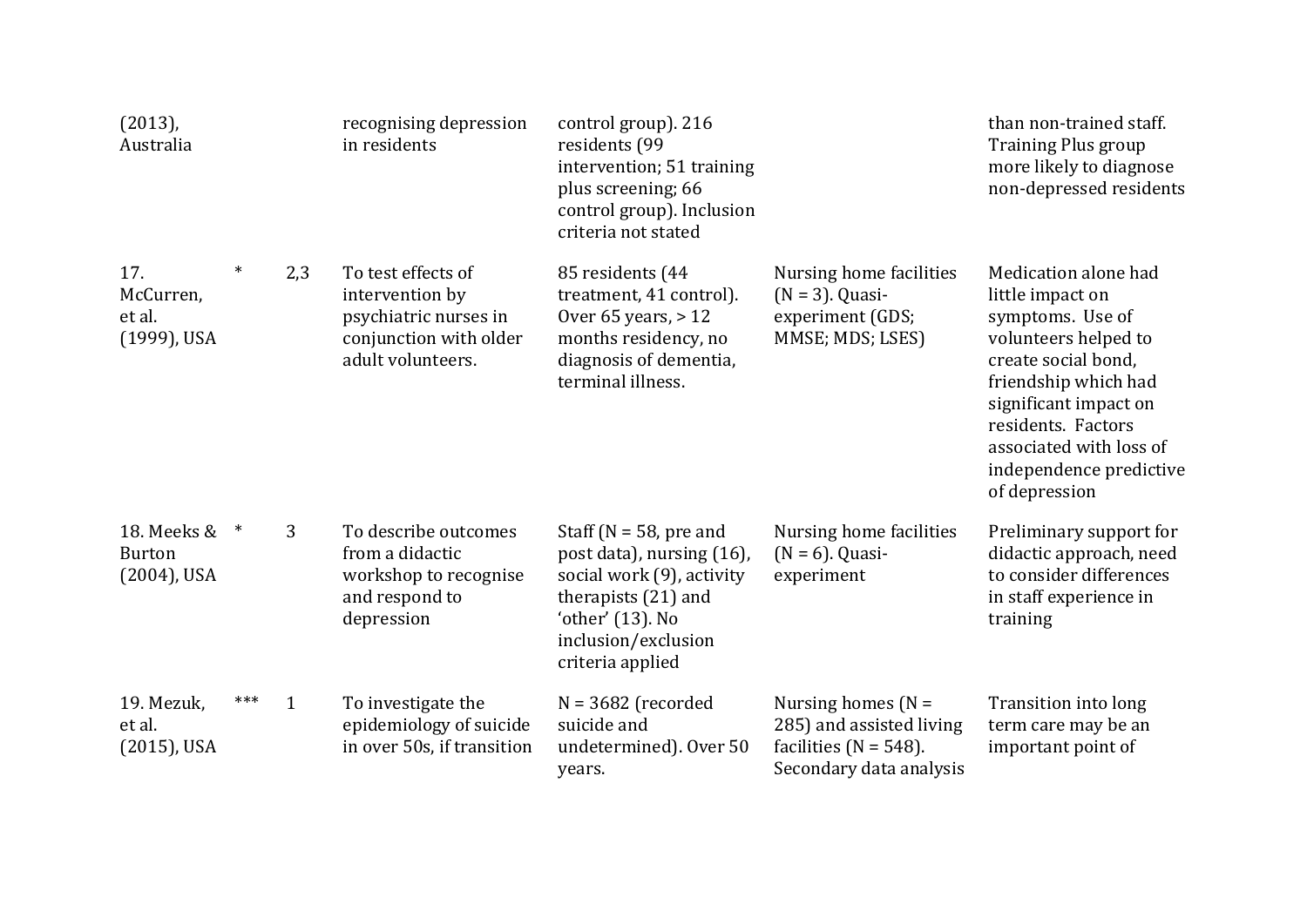| | | | | | | |
|---|---|---|---|---|---|---|
| (2013), Australia | | | recognising depression in residents | control group). 216 residents (99 intervention; 51 training plus screening; 66 control group). Inclusion criteria not stated | | than non-trained staff. Training Plus group more likely to diagnose non-depressed residents |
| 17. McCurren, et al. (1999), USA | * | 2,3 | To test effects of intervention by psychiatric nurses in conjunction with older adult volunteers. | 85 residents (44 treatment, 41 control). Over 65 years, > 12 months residency, no diagnosis of dementia, terminal illness. | Nursing home facilities (N = 3). Quasi-experiment (GDS; MMSE; MDS; LSES) | Medication alone had little impact on symptoms. Use of volunteers helped to create social bond, friendship which had significant impact on residents. Factors associated with loss of independence predictive of depression |
| 18. Meeks & Burton (2004), USA | * | 3 | To describe outcomes from a didactic workshop to recognise and respond to depression | Staff (N = 58, pre and post data), nursing (16), social work (9), activity therapists (21) and 'other' (13). No inclusion/exclusion criteria applied | Nursing home facilities (N = 6). Quasi-experiment | Preliminary support for didactic approach, need to consider differences in staff experience in training |
| 19. Mezuk, et al. (2015), USA | *** | 1 | To investigate the epidemiology of suicide in over 50s, if transition | N = 3682 (recorded suicide and undetermined). Over 50 years. | Nursing homes (N = 285) and assisted living facilities (N = 548). Secondary data analysis | Transition into long term care may be an important point of |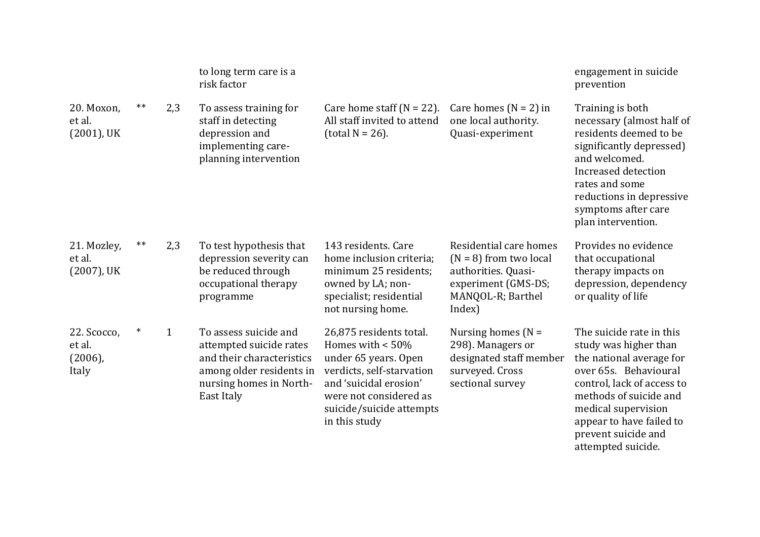| | | | | | | |
|---|---|---|---|---|---|---|
| | | | to long term care is a risk factor | | | engagement in suicide prevention |
| 20. Moxon, et al. (2001), UK | ** | 2,3 | To assess training for staff in detecting depression and implementing care-planning intervention | Care home staff (N = 22). All staff invited to attend (total N = 26). | Care homes (N = 2) in one local authority. Quasi-experiment | Training is both necessary (almost half of residents deemed to be significantly depressed) and welcomed. Increased detection rates and some reductions in depressive symptoms after care plan intervention. |
| 21. Mozley, et al. (2007), UK | ** | 2,3 | To test hypothesis that depression severity can be reduced through occupational therapy programme | 143 residents. Care home inclusion criteria; minimum 25 residents; owned by LA; non-specialist; residential not nursing home. | Residential care homes (N = 8) from two local authorities. Quasi-experiment (GMS-DS; MANQOL-R; Barthel Index) | Provides no evidence that occupational therapy impacts on depression, dependency or quality of life |
| 22. Scocco, et al. (2006), Italy | * | 1 | To assess suicide and attempted suicide rates and their characteristics among older residents in nursing homes in North-East Italy | 26,875 residents total. Homes with < 50% under 65 years. Open verdicts, self-starvation and 'suicidal erosion' were not considered as suicide/suicide attempts in this study | Nursing homes (N = 298). Managers or designated staff member surveyed. Cross sectional survey | The suicide rate in this study was higher than the national average for over 65s. Behavioural control, lack of access to methods of suicide and medical supervision appear to have failed to prevent suicide and attempted suicide. |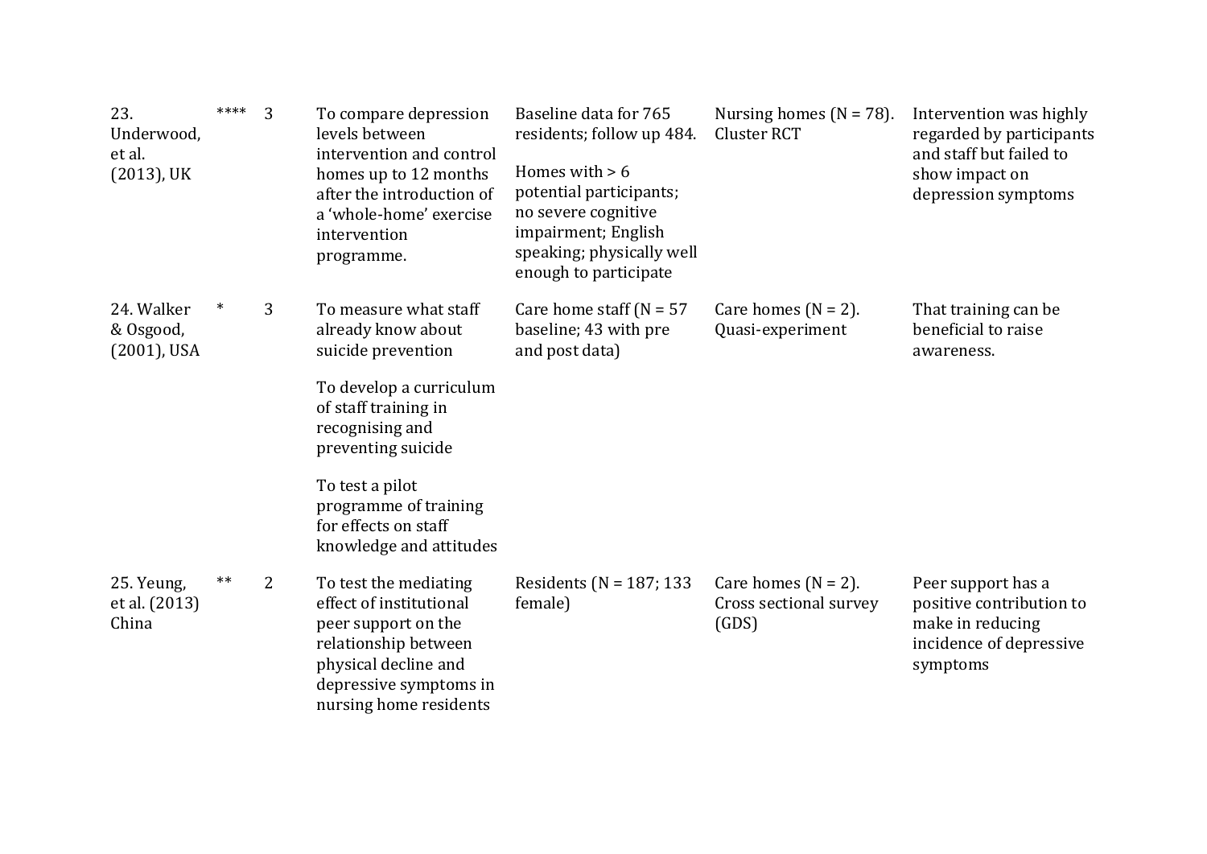| | | | | | | |
|---|---|---|---|---|---|---|
| 23. Underwood, et al. (2013), UK | **** | 3 | To compare depression levels between intervention and control homes up to 12 months after the introduction of a 'whole-home' exercise intervention programme. | Baseline data for 765 residents; follow up 484.<br><br>Homes with > 6 potential participants; no severe cognitive impairment; English speaking; physically well enough to participate | Nursing homes (N = 78). Cluster RCT | Intervention was highly regarded by participants and staff but failed to show impact on depression symptoms |
| 24. Walker & Osgood, (2001), USA | * | 3 | To measure what staff already know about suicide prevention<br><br>To develop a curriculum of staff training in recognising and preventing suicide<br><br>To test a pilot programme of training for effects on staff knowledge and attitudes | Care home staff (N = 57 baseline; 43 with pre and post data) | Care homes (N = 2). Quasi-experiment | That training can be beneficial to raise awareness. |
| 25. Yeung, et al. (2013) China | ** | 2 | To test the mediating effect of institutional peer support on the relationship between physical decline and depressive symptoms in nursing home residents | Residents (N = 187; 133 female) | Care homes (N = 2). Cross sectional survey (GDS) | Peer support has a positive contribution to make in reducing incidence of depressive symptoms |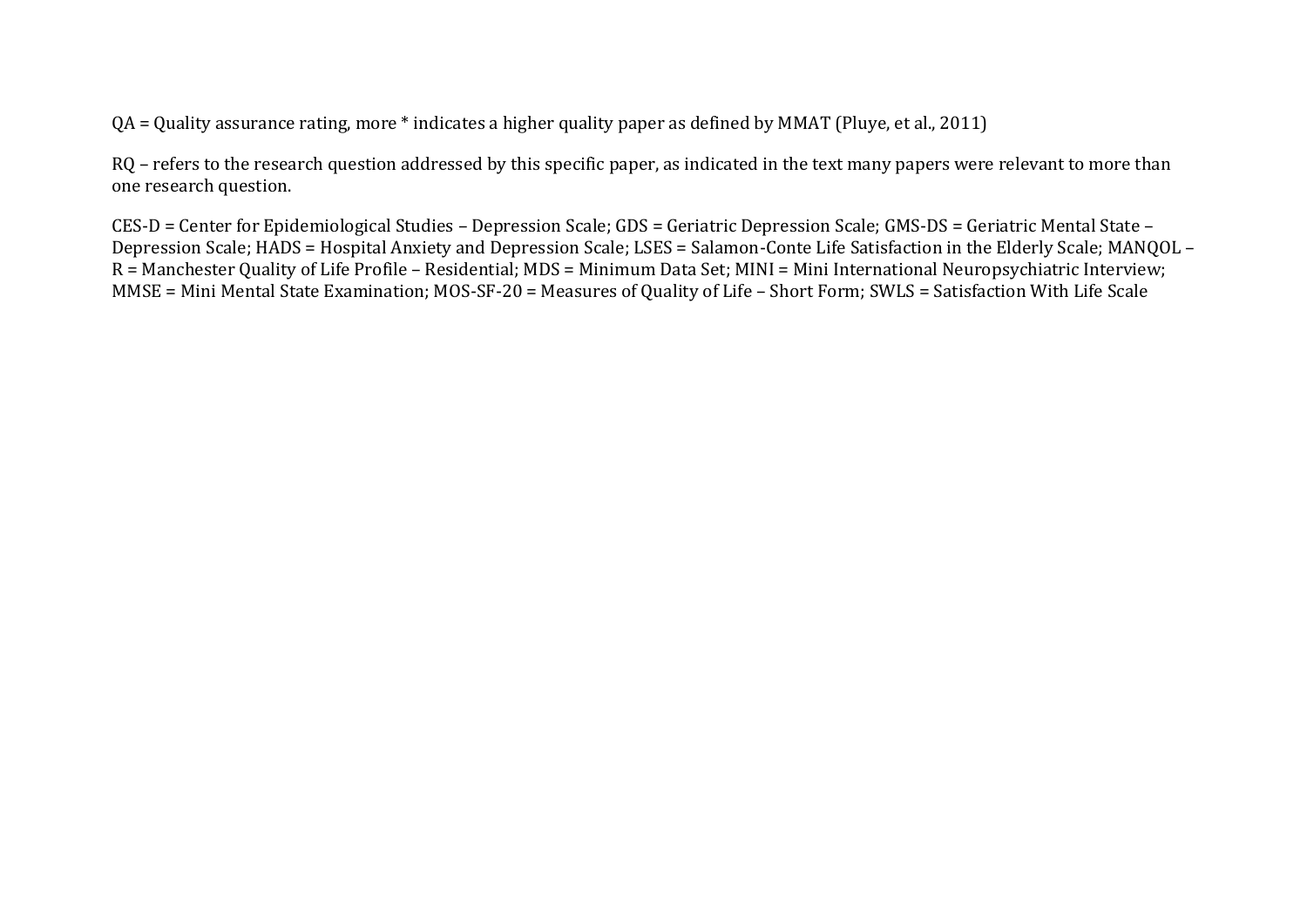QA = Quality assurance rating, more * indicates a higher quality paper as defined by MMAT (Pluye, et al., 2011)

RQ – refers to the research question addressed by this specific paper, as indicated in the text many papers were relevant to more than one research question.

CES-D = Center for Epidemiological Studies – Depression Scale; GDS = Geriatric Depression Scale; GMS-DS = Geriatric Mental State – Depression Scale; HADS = Hospital Anxiety and Depression Scale; LSES = Salamon-Conte Life Satisfaction in the Elderly Scale; MANQOL – R = Manchester Quality of Life Profile – Residential; MDS = Minimum Data Set; MINI = Mini International Neuropsychiatric Interview; MMSE = Mini Mental State Examination; MOS-SF-20 = Measures of Quality of Life – Short Form; SWLS = Satisfaction With Life Scale